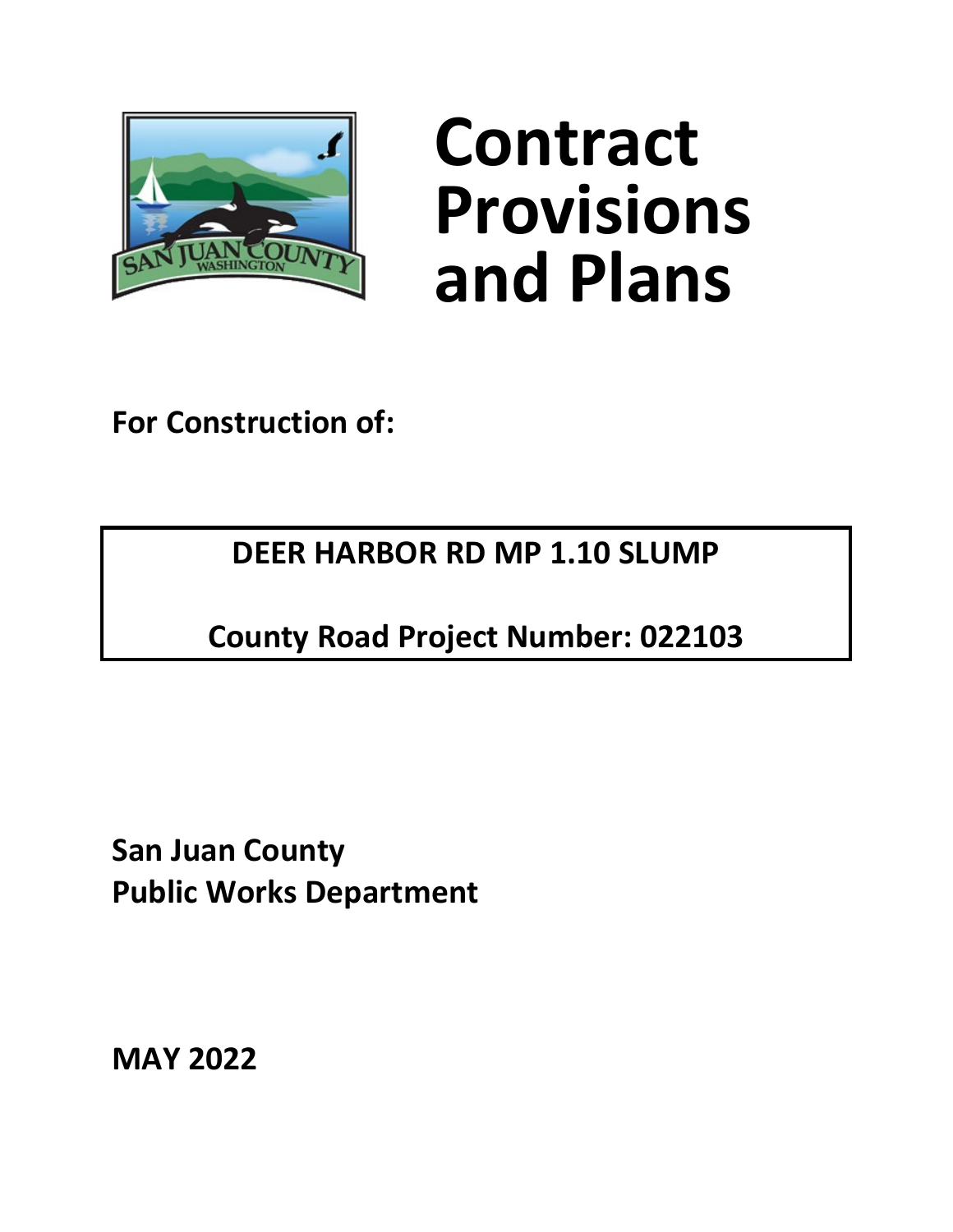# Contract Provisions and Plans

**For Construction of:**

**DEER HARBOR RD MP 1.10 SLUMP**

**County Road Project Number: 022103**

**San Juan County**
**Public Works Department**

**MAY 2022**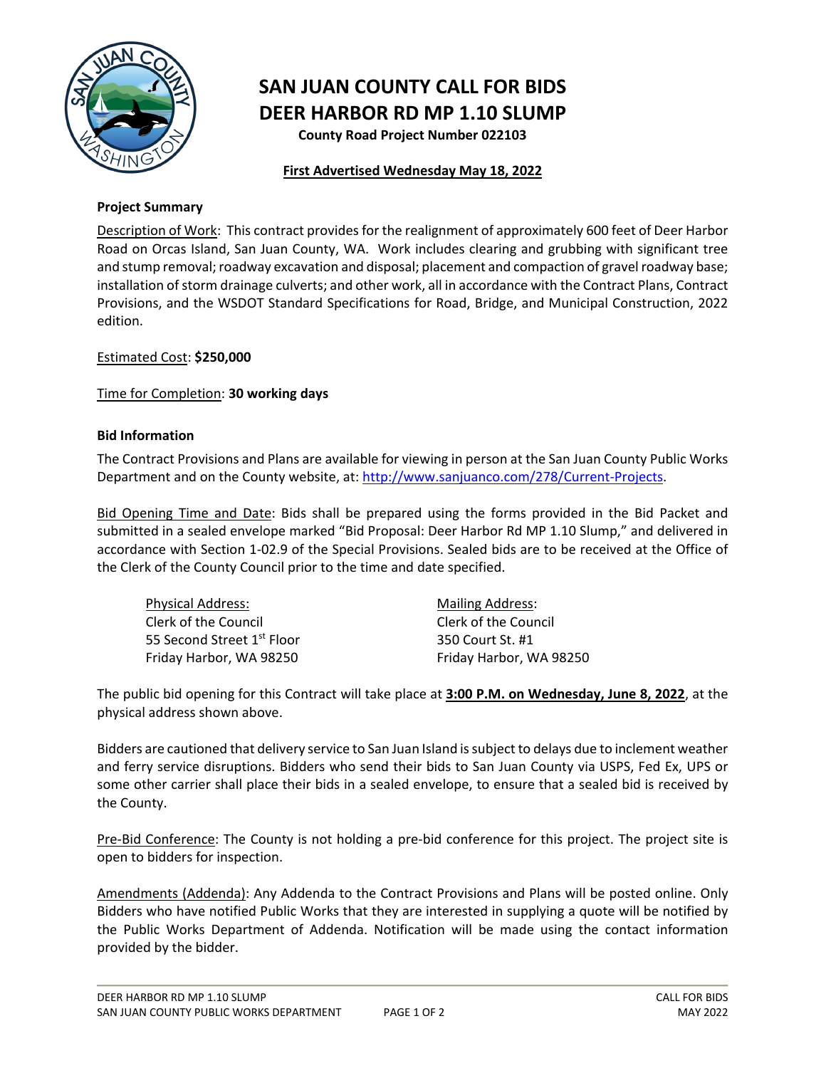# SAN JUAN COUNTY CALL FOR BIDS
# DEER HARBOR RD MP 1.10 SLUMP

**County Road Project Number 022103**

**First Advertised Wednesday May 18, 2022**

### Project Summary

Description of Work: This contract provides for the realignment of approximately 600 feet of Deer Harbor Road on Orcas Island, San Juan County, WA. Work includes clearing and grubbing with significant tree and stump removal; roadway excavation and disposal; placement and compaction of gravel roadway base; installation of storm drainage culverts; and other work, all in accordance with the Contract Plans, Contract Provisions, and the WSDOT Standard Specifications for Road, Bridge, and Municipal Construction, 2022 edition.

Estimated Cost: **$250,000**

Time for Completion: **30 working days**

### Bid Information

The Contract Provisions and Plans are available for viewing in person at the San Juan County Public Works Department and on the County website, at: http://www.sanjuanco.com/278/Current-Projects.

Bid Opening Time and Date: Bids shall be prepared using the forms provided in the Bid Packet and submitted in a sealed envelope marked "Bid Proposal: Deer Harbor Rd MP 1.10 Slump," and delivered in accordance with Section 1-02.9 of the Special Provisions. Sealed bids are to be received at the Office of the Clerk of the County Council prior to the time and date specified.

Physical Address:
Clerk of the Council
55 Second Street 1st Floor
Friday Harbor, WA 98250

Mailing Address:
Clerk of the Council
350 Court St. #1
Friday Harbor, WA 98250

The public bid opening for this Contract will take place at **3:00 P.M. on Wednesday, June 8, 2022**, at the physical address shown above.

Bidders are cautioned that delivery service to San Juan Island is subject to delays due to inclement weather and ferry service disruptions. Bidders who send their bids to San Juan County via USPS, Fed Ex, UPS or some other carrier shall place their bids in a sealed envelope, to ensure that a sealed bid is received by the County.

Pre-Bid Conference: The County is not holding a pre-bid conference for this project. The project site is open to bidders for inspection.

Amendments (Addenda): Any Addenda to the Contract Provisions and Plans will be posted online. Only Bidders who have notified Public Works that they are interested in supplying a quote will be notified by the Public Works Department of Addenda. Notification will be made using the contact information provided by the bidder.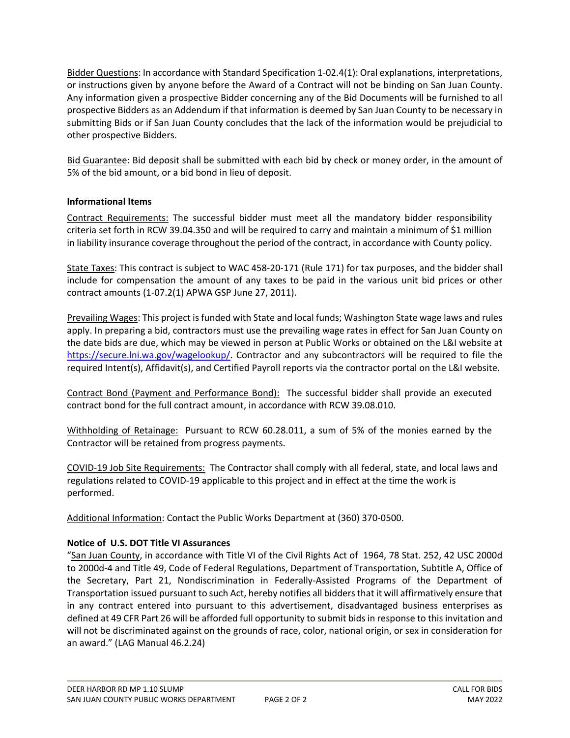Bidder Questions: In accordance with Standard Specification 1-02.4(1): Oral explanations, interpretations, or instructions given by anyone before the Award of a Contract will not be binding on San Juan County. Any information given a prospective Bidder concerning any of the Bid Documents will be furnished to all prospective Bidders as an Addendum if that information is deemed by San Juan County to be necessary in submitting Bids or if San Juan County concludes that the lack of the information would be prejudicial to other prospective Bidders.

Bid Guarantee: Bid deposit shall be submitted with each bid by check or money order, in the amount of 5% of the bid amount, or a bid bond in lieu of deposit.

**Informational Items**

Contract Requirements: The successful bidder must meet all the mandatory bidder responsibility criteria set forth in RCW 39.04.350 and will be required to carry and maintain a minimum of $1 million in liability insurance coverage throughout the period of the contract, in accordance with County policy.

State Taxes: This contract is subject to WAC 458-20-171 (Rule 171) for tax purposes, and the bidder shall include for compensation the amount of any taxes to be paid in the various unit bid prices or other contract amounts (1-07.2(1) APWA GSP June 27, 2011).

Prevailing Wages: This project is funded with State and local funds; Washington State wage laws and rules apply. In preparing a bid, contractors must use the prevailing wage rates in effect for San Juan County on the date bids are due, which may be viewed in person at Public Works or obtained on the L&I website at https://secure.lni.wa.gov/wagelookup/. Contractor and any subcontractors will be required to file the required Intent(s), Affidavit(s), and Certified Payroll reports via the contractor portal on the L&I website.

Contract Bond (Payment and Performance Bond): The successful bidder shall provide an executed contract bond for the full contract amount, in accordance with RCW 39.08.010.

Withholding of Retainage: Pursuant to RCW 60.28.011, a sum of 5% of the monies earned by the Contractor will be retained from progress payments.

COVID-19 Job Site Requirements: The Contractor shall comply with all federal, state, and local laws and regulations related to COVID-19 applicable to this project and in effect at the time the work is performed.

Additional Information: Contact the Public Works Department at (360) 370-0500.

**Notice of U.S. DOT Title VI Assurances**

"San Juan County, in accordance with Title VI of the Civil Rights Act of 1964, 78 Stat. 252, 42 USC 2000d to 2000d-4 and Title 49, Code of Federal Regulations, Department of Transportation, Subtitle A, Office of the Secretary, Part 21, Nondiscrimination in Federally-Assisted Programs of the Department of Transportation issued pursuant to such Act, hereby notifies all bidders that it will affirmatively ensure that in any contract entered into pursuant to this advertisement, disadvantaged business enterprises as defined at 49 CFR Part 26 will be afforded full opportunity to submit bids in response to this invitation and will not be discriminated against on the grounds of race, color, national origin, or sex in consideration for an award." (LAG Manual 46.2.24)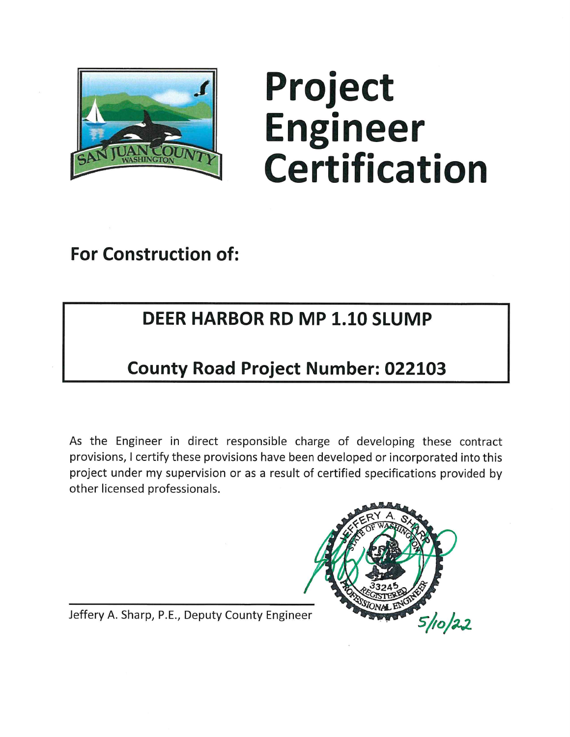# Project Engineer Certification

## For Construction of:

**DEER HARBOR RD MP 1.10 SLUMP**

**County Road Project Number: 022103**

As the Engineer in direct responsible charge of developing these contract provisions, I certify these provisions have been developed or incorporated into this project under my supervision or as a result of certified specifications provided by other licensed professionals.

JEFFERY A. SHARP
STATE OF WASHINGTON
33245
REGISTERED PROFESSIONAL ENGINEER

5/10/22

Jeffery A. Sharp, P.E., Deputy County Engineer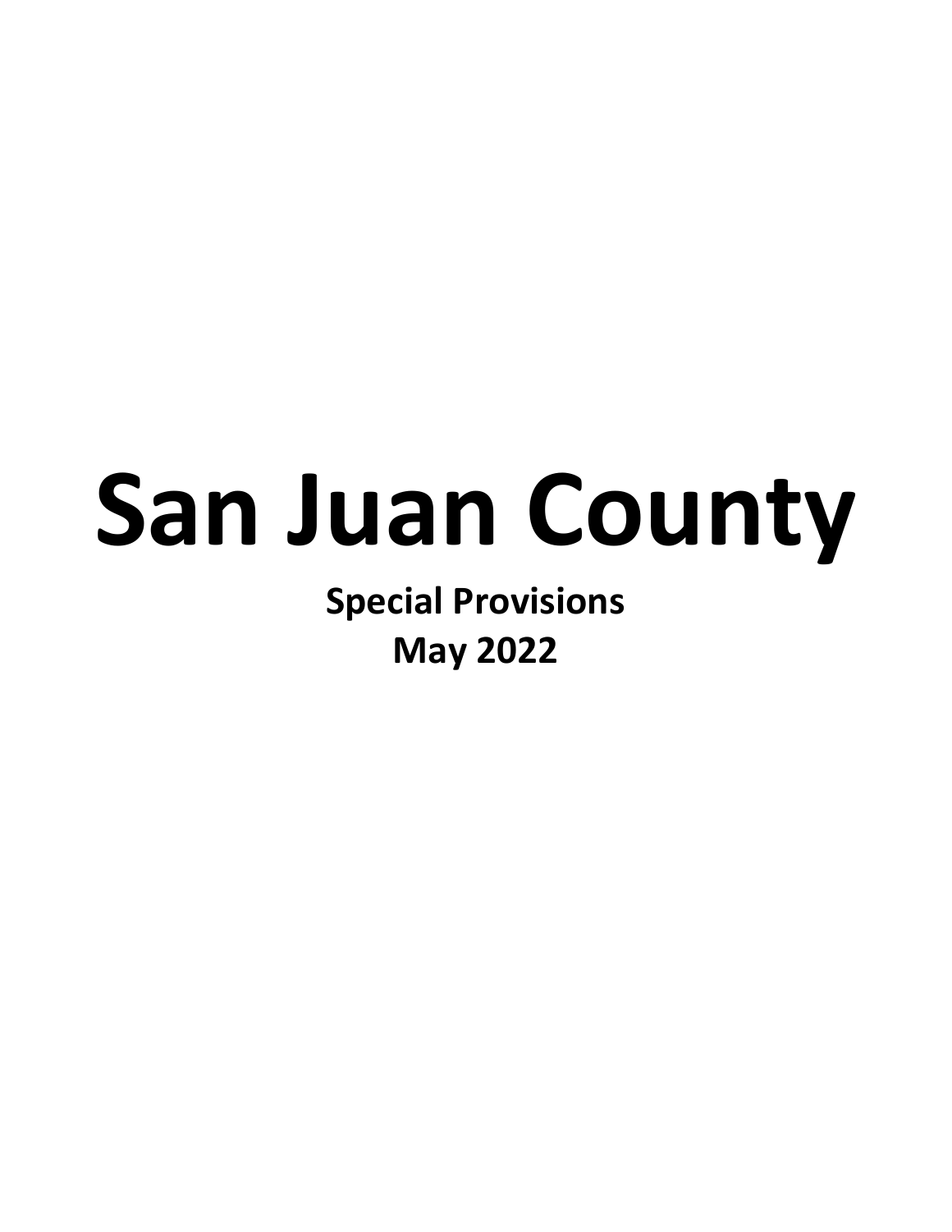# San Juan County

**Special Provisions**

**May 2022**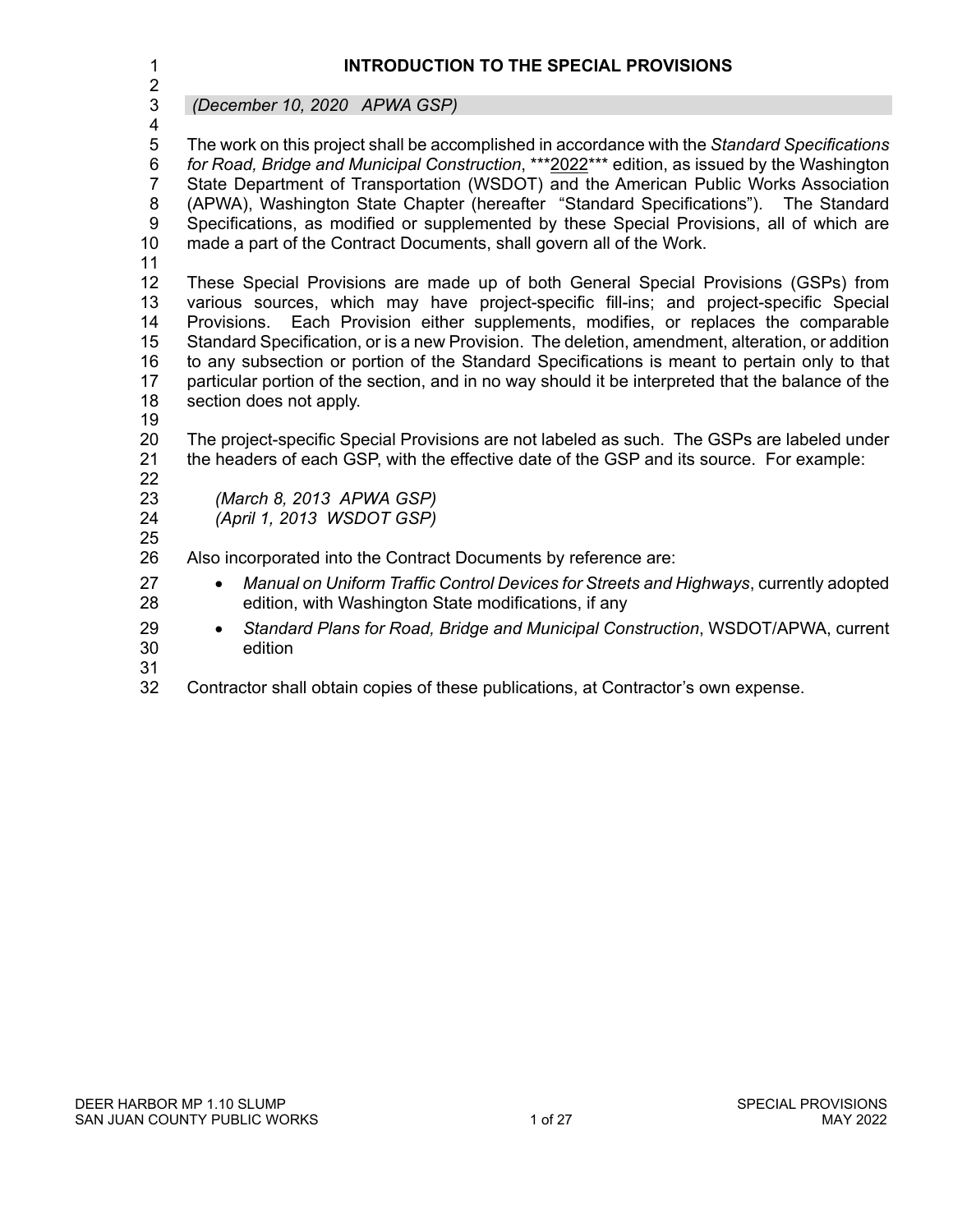# INTRODUCTION TO THE SPECIAL PROVISIONS

*(December 10, 2020 APWA GSP)*

The work on this project shall be accomplished in accordance with the *Standard Specifications for Road, Bridge and Municipal Construction*, ***2022*** edition, as issued by the Washington State Department of Transportation (WSDOT) and the American Public Works Association (APWA), Washington State Chapter (hereafter "Standard Specifications"). The Standard Specifications, as modified or supplemented by these Special Provisions, all of which are made a part of the Contract Documents, shall govern all of the Work.

These Special Provisions are made up of both General Special Provisions (GSPs) from various sources, which may have project-specific fill-ins; and project-specific Special Provisions. Each Provision either supplements, modifies, or replaces the comparable Standard Specification, or is a new Provision. The deletion, amendment, alteration, or addition to any subsection or portion of the Standard Specifications is meant to pertain only to that particular portion of the section, and in no way should it be interpreted that the balance of the section does not apply.

The project-specific Special Provisions are not labeled as such. The GSPs are labeled under the headers of each GSP, with the effective date of the GSP and its source. For example:

*(March 8, 2013 APWA GSP)*
*(April 1, 2013 WSDOT GSP)*

Also incorporated into the Contract Documents by reference are:

- *Manual on Uniform Traffic Control Devices for Streets and Highways*, currently adopted edition, with Washington State modifications, if any
- *Standard Plans for Road, Bridge and Municipal Construction*, WSDOT/APWA, current edition

Contractor shall obtain copies of these publications, at Contractor's own expense.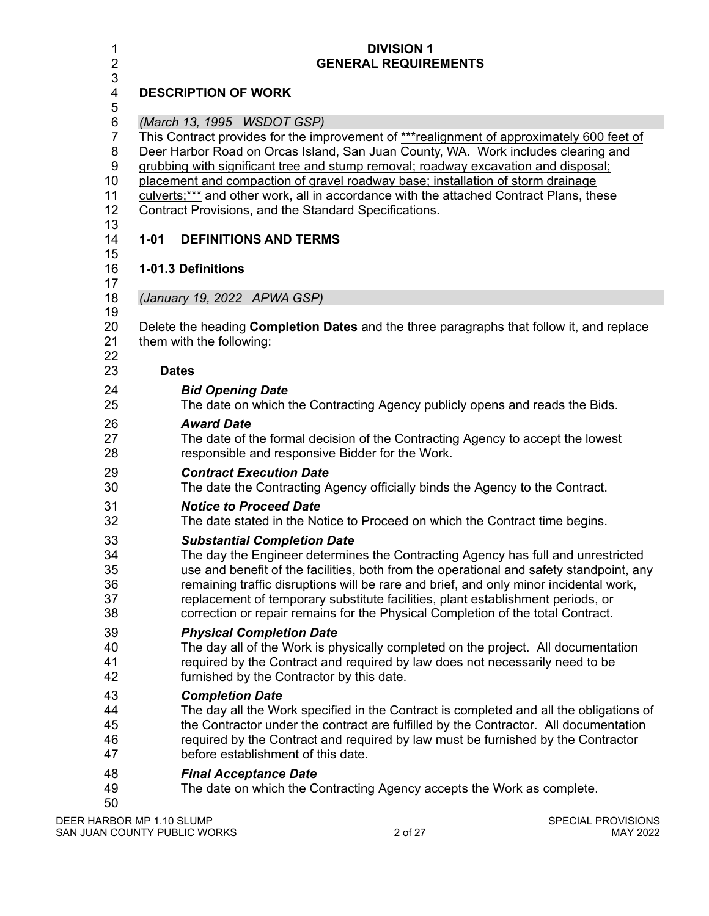# DIVISION 1
# GENERAL REQUIREMENTS

## DESCRIPTION OF WORK

*(March 13, 1995 WSDOT GSP)*

This Contract provides for the improvement of ***realignment of approximately 600 feet of Deer Harbor Road on Orcas Island, San Juan County, WA. Work includes clearing and grubbing with significant tree and stump removal; roadway excavation and disposal; placement and compaction of gravel roadway base; installation of storm drainage culverts;*** and other work, all in accordance with the attached Contract Plans, these Contract Provisions, and the Standard Specifications.

## 1-01 DEFINITIONS AND TERMS

### 1-01.3 Definitions

*(January 19, 2022 APWA GSP)*

Delete the heading **Completion Dates** and the three paragraphs that follow it, and replace them with the following:

**Dates**

***Bid Opening Date***
The date on which the Contracting Agency publicly opens and reads the Bids.

***Award Date***
The date of the formal decision of the Contracting Agency to accept the lowest responsible and responsive Bidder for the Work.

***Contract Execution Date***
The date the Contracting Agency officially binds the Agency to the Contract.

***Notice to Proceed Date***
The date stated in the Notice to Proceed on which the Contract time begins.

***Substantial Completion Date***
The day the Engineer determines the Contracting Agency has full and unrestricted use and benefit of the facilities, both from the operational and safety standpoint, any remaining traffic disruptions will be rare and brief, and only minor incidental work, replacement of temporary substitute facilities, plant establishment periods, or correction or repair remains for the Physical Completion of the total Contract.

***Physical Completion Date***
The day all of the Work is physically completed on the project. All documentation required by the Contract and required by law does not necessarily need to be furnished by the Contractor by this date.

***Completion Date***
The day all the Work specified in the Contract is completed and all the obligations of the Contractor under the contract are fulfilled by the Contractor. All documentation required by the Contract and required by law must be furnished by the Contractor before establishment of this date.

***Final Acceptance Date***
The date on which the Contracting Agency accepts the Work as complete.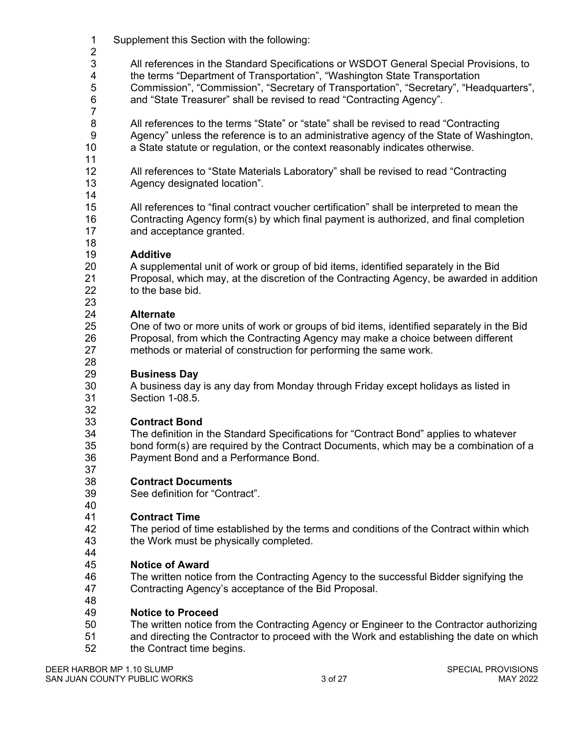Supplement this Section with the following:

All references in the Standard Specifications or WSDOT General Special Provisions, to the terms "Department of Transportation", "Washington State Transportation Commission", "Commission", "Secretary of Transportation", "Secretary", "Headquarters", and "State Treasurer" shall be revised to read "Contracting Agency".

All references to the terms "State" or "state" shall be revised to read "Contracting Agency" unless the reference is to an administrative agency of the State of Washington, a State statute or regulation, or the context reasonably indicates otherwise.

All references to "State Materials Laboratory" shall be revised to read "Contracting Agency designated location".

All references to "final contract voucher certification" shall be interpreted to mean the Contracting Agency form(s) by which final payment is authorized, and final completion and acceptance granted.

**Additive**
A supplemental unit of work or group of bid items, identified separately in the Bid Proposal, which may, at the discretion of the Contracting Agency, be awarded in addition to the base bid.

**Alternate**
One of two or more units of work or groups of bid items, identified separately in the Bid Proposal, from which the Contracting Agency may make a choice between different methods or material of construction for performing the same work.

**Business Day**
A business day is any day from Monday through Friday except holidays as listed in Section 1-08.5.

**Contract Bond**
The definition in the Standard Specifications for "Contract Bond" applies to whatever bond form(s) are required by the Contract Documents, which may be a combination of a Payment Bond and a Performance Bond.

**Contract Documents**
See definition for "Contract".

**Contract Time**
The period of time established by the terms and conditions of the Contract within which the Work must be physically completed.

**Notice of Award**
The written notice from the Contracting Agency to the successful Bidder signifying the Contracting Agency's acceptance of the Bid Proposal.

**Notice to Proceed**
The written notice from the Contracting Agency or Engineer to the Contractor authorizing and directing the Contractor to proceed with the Work and establishing the date on which the Contract time begins.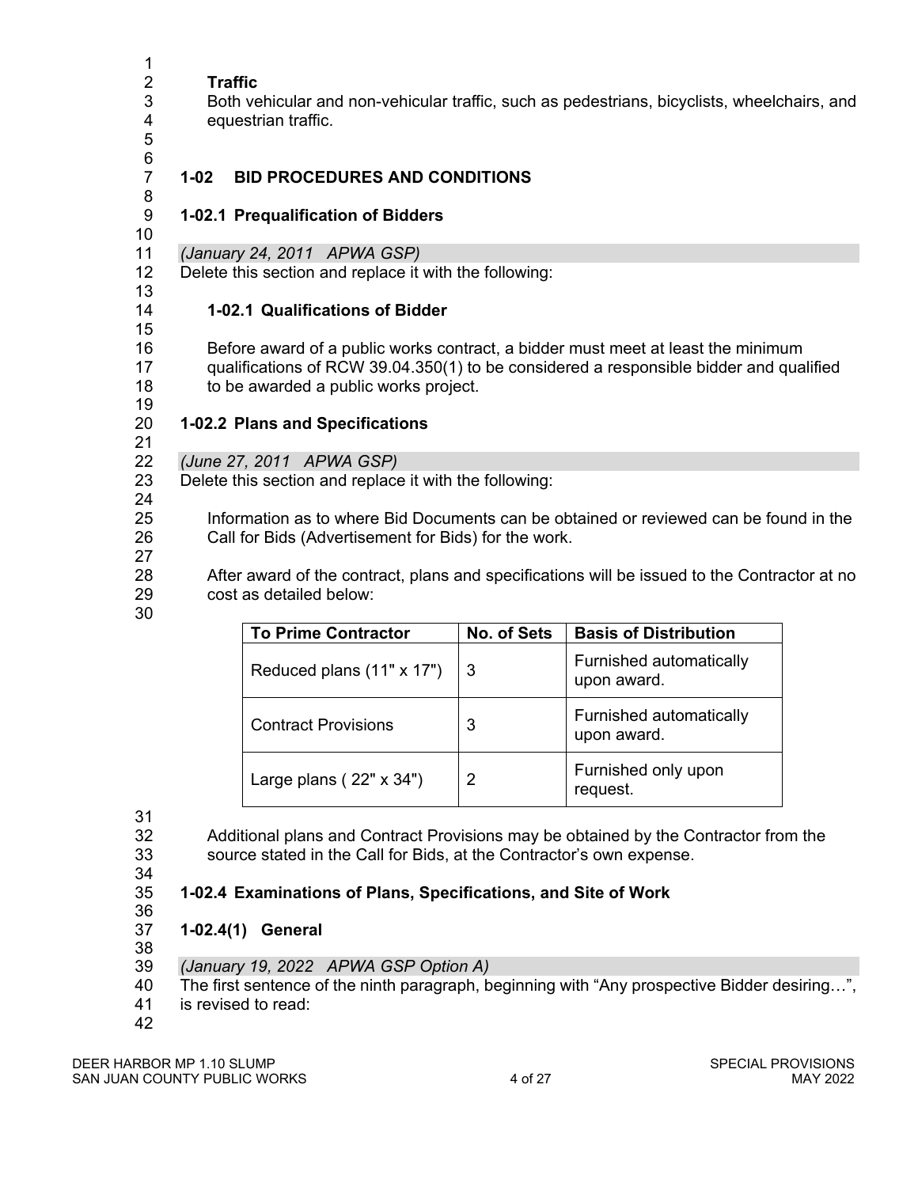**Traffic**

Both vehicular and non-vehicular traffic, such as pedestrians, bicyclists, wheelchairs, and equestrian traffic.

## 1-02 BID PROCEDURES AND CONDITIONS

### 1-02.1 Prequalification of Bidders

*(January 24, 2011 APWA GSP)*

Delete this section and replace it with the following:

**1-02.1 Qualifications of Bidder**

Before award of a public works contract, a bidder must meet at least the minimum qualifications of RCW 39.04.350(1) to be considered a responsible bidder and qualified to be awarded a public works project.

### 1-02.2 Plans and Specifications

*(June 27, 2011 APWA GSP)*

Delete this section and replace it with the following:

Information as to where Bid Documents can be obtained or reviewed can be found in the Call for Bids (Advertisement for Bids) for the work.

After award of the contract, plans and specifications will be issued to the Contractor at no cost as detailed below:

| To Prime Contractor | No. of Sets | Basis of Distribution |
|---|---|---|
| Reduced plans (11" x 17") | 3 | Furnished automatically upon award. |
| Contract Provisions | 3 | Furnished automatically upon award. |
| Large plans ( 22" x 34") | 2 | Furnished only upon request. |

Additional plans and Contract Provisions may be obtained by the Contractor from the source stated in the Call for Bids, at the Contractor's own expense.

### 1-02.4 Examinations of Plans, Specifications, and Site of Work

#### 1-02.4(1) General

*(January 19, 2022 APWA GSP Option A)*

The first sentence of the ninth paragraph, beginning with "Any prospective Bidder desiring…", is revised to read: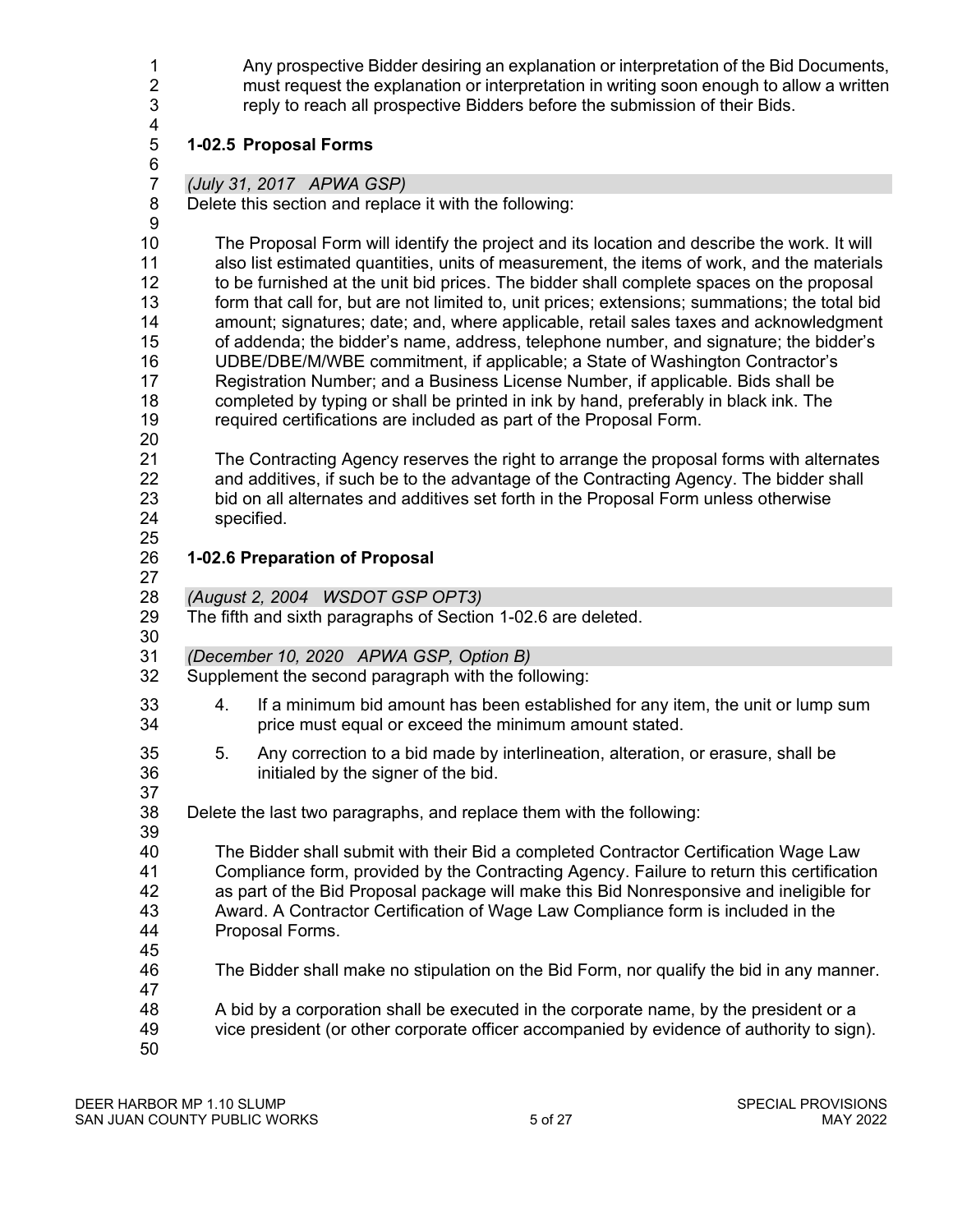Any prospective Bidder desiring an explanation or interpretation of the Bid Documents, must request the explanation or interpretation in writing soon enough to allow a written reply to reach all prospective Bidders before the submission of their Bids.

### 1-02.5 Proposal Forms

*(July 31, 2017   APWA GSP)*

Delete this section and replace it with the following:

> The Proposal Form will identify the project and its location and describe the work. It will also list estimated quantities, units of measurement, the items of work, and the materials to be furnished at the unit bid prices. The bidder shall complete spaces on the proposal form that call for, but are not limited to, unit prices; extensions; summations; the total bid amount; signatures; date; and, where applicable, retail sales taxes and acknowledgment of addenda; the bidder's name, address, telephone number, and signature; the bidder's UDBE/DBE/M/WBE commitment, if applicable; a State of Washington Contractor's Registration Number; and a Business License Number, if applicable. Bids shall be completed by typing or shall be printed in ink by hand, preferably in black ink. The required certifications are included as part of the Proposal Form.
>
> The Contracting Agency reserves the right to arrange the proposal forms with alternates and additives, if such be to the advantage of the Contracting Agency. The bidder shall bid on all alternates and additives set forth in the Proposal Form unless otherwise specified.

### 1-02.6 Preparation of Proposal

*(August 2, 2004   WSDOT GSP OPT3)*

The fifth and sixth paragraphs of Section 1-02.6 are deleted.

*(December 10, 2020   APWA GSP, Option B)*

Supplement the second paragraph with the following:

4. If a minimum bid amount has been established for any item, the unit or lump sum price must equal or exceed the minimum amount stated.
5. Any correction to a bid made by interlineation, alteration, or erasure, shall be initialed by the signer of the bid.

Delete the last two paragraphs, and replace them with the following:

> The Bidder shall submit with their Bid a completed Contractor Certification Wage Law Compliance form, provided by the Contracting Agency. Failure to return this certification as part of the Bid Proposal package will make this Bid Nonresponsive and ineligible for Award. A Contractor Certification of Wage Law Compliance form is included in the Proposal Forms.
>
> The Bidder shall make no stipulation on the Bid Form, nor qualify the bid in any manner.
>
> A bid by a corporation shall be executed in the corporate name, by the president or a vice president (or other corporate officer accompanied by evidence of authority to sign).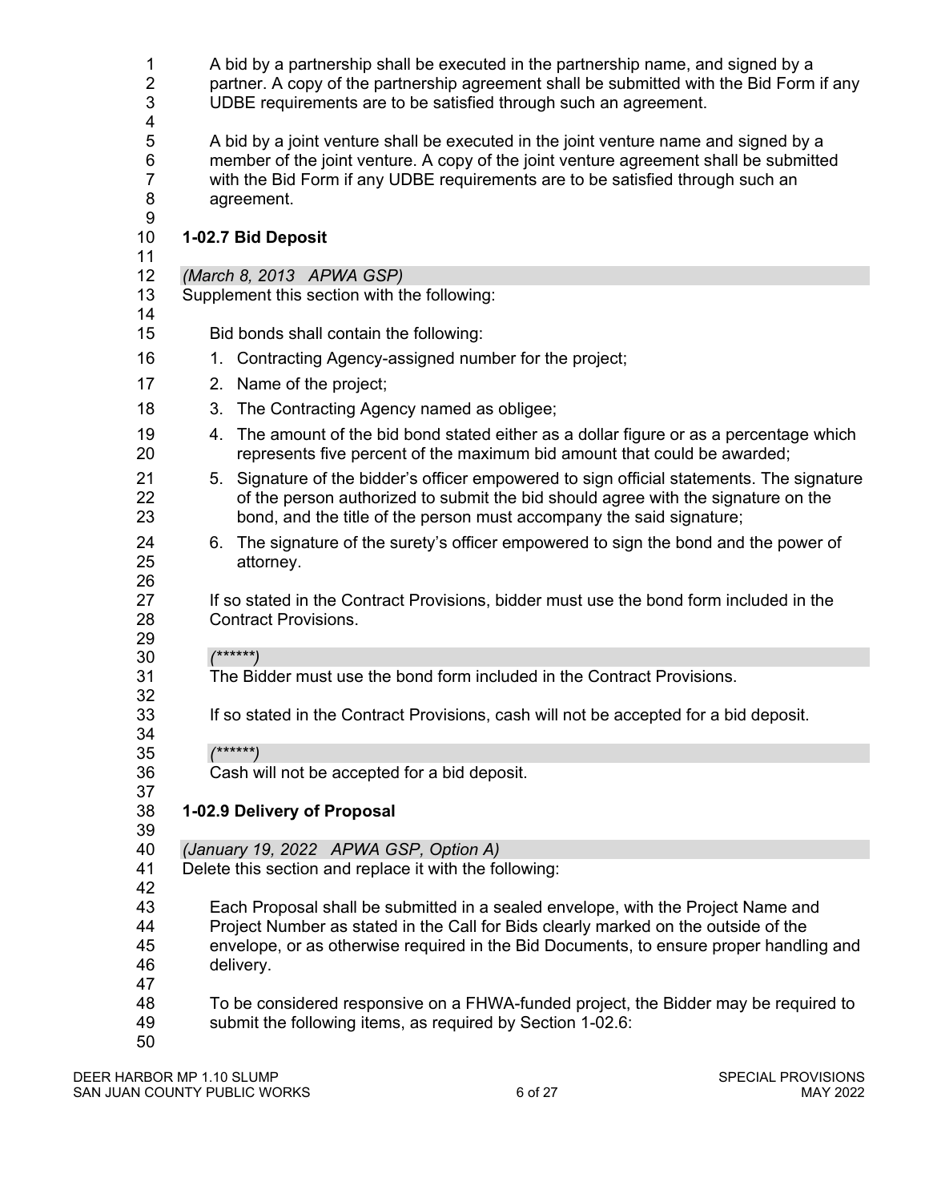A bid by a partnership shall be executed in the partnership name, and signed by a partner. A copy of the partnership agreement shall be submitted with the Bid Form if any UDBE requirements are to be satisfied through such an agreement.

A bid by a joint venture shall be executed in the joint venture name and signed by a member of the joint venture. A copy of the joint venture agreement shall be submitted with the Bid Form if any UDBE requirements are to be satisfied through such an agreement.

**1-02.7 Bid Deposit**

*(March 8, 2013 APWA GSP)*

Supplement this section with the following:

Bid bonds shall contain the following:

1. Contracting Agency-assigned number for the project;
2. Name of the project;
3. The Contracting Agency named as obligee;
4. The amount of the bid bond stated either as a dollar figure or as a percentage which represents five percent of the maximum bid amount that could be awarded;
5. Signature of the bidder's officer empowered to sign official statements. The signature of the person authorized to submit the bid should agree with the signature on the bond, and the title of the person must accompany the said signature;
6. The signature of the surety's officer empowered to sign the bond and the power of attorney.

If so stated in the Contract Provisions, bidder must use the bond form included in the Contract Provisions.

*(******)*

The Bidder must use the bond form included in the Contract Provisions.

If so stated in the Contract Provisions, cash will not be accepted for a bid deposit.

*(******)*

Cash will not be accepted for a bid deposit.

**1-02.9 Delivery of Proposal**

*(January 19, 2022 APWA GSP, Option A)*

Delete this section and replace it with the following:

Each Proposal shall be submitted in a sealed envelope, with the Project Name and Project Number as stated in the Call for Bids clearly marked on the outside of the envelope, or as otherwise required in the Bid Documents, to ensure proper handling and delivery.

To be considered responsive on a FHWA-funded project, the Bidder may be required to submit the following items, as required by Section 1-02.6: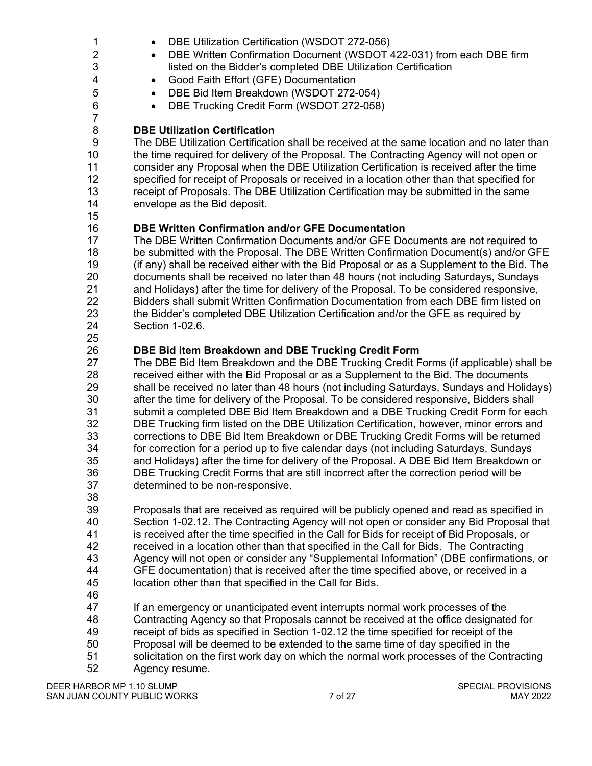- DBE Utilization Certification (WSDOT 272-056)
- DBE Written Confirmation Document (WSDOT 422-031) from each DBE firm listed on the Bidder's completed DBE Utilization Certification
- Good Faith Effort (GFE) Documentation
- DBE Bid Item Breakdown (WSDOT 272-054)
- DBE Trucking Credit Form (WSDOT 272-058)

**DBE Utilization Certification**

The DBE Utilization Certification shall be received at the same location and no later than the time required for delivery of the Proposal. The Contracting Agency will not open or consider any Proposal when the DBE Utilization Certification is received after the time specified for receipt of Proposals or received in a location other than that specified for receipt of Proposals. The DBE Utilization Certification may be submitted in the same envelope as the Bid deposit.

**DBE Written Confirmation and/or GFE Documentation**

The DBE Written Confirmation Documents and/or GFE Documents are not required to be submitted with the Proposal. The DBE Written Confirmation Document(s) and/or GFE (if any) shall be received either with the Bid Proposal or as a Supplement to the Bid. The documents shall be received no later than 48 hours (not including Saturdays, Sundays and Holidays) after the time for delivery of the Proposal. To be considered responsive, Bidders shall submit Written Confirmation Documentation from each DBE firm listed on the Bidder's completed DBE Utilization Certification and/or the GFE as required by Section 1-02.6.

**DBE Bid Item Breakdown and DBE Trucking Credit Form**

The DBE Bid Item Breakdown and the DBE Trucking Credit Forms (if applicable) shall be received either with the Bid Proposal or as a Supplement to the Bid. The documents shall be received no later than 48 hours (not including Saturdays, Sundays and Holidays) after the time for delivery of the Proposal. To be considered responsive, Bidders shall submit a completed DBE Bid Item Breakdown and a DBE Trucking Credit Form for each DBE Trucking firm listed on the DBE Utilization Certification, however, minor errors and corrections to DBE Bid Item Breakdown or DBE Trucking Credit Forms will be returned for correction for a period up to five calendar days (not including Saturdays, Sundays and Holidays) after the time for delivery of the Proposal. A DBE Bid Item Breakdown or DBE Trucking Credit Forms that are still incorrect after the correction period will be determined to be non-responsive.

Proposals that are received as required will be publicly opened and read as specified in Section 1-02.12. The Contracting Agency will not open or consider any Bid Proposal that is received after the time specified in the Call for Bids for receipt of Bid Proposals, or received in a location other than that specified in the Call for Bids. The Contracting Agency will not open or consider any "Supplemental Information" (DBE confirmations, or GFE documentation) that is received after the time specified above, or received in a location other than that specified in the Call for Bids.

If an emergency or unanticipated event interrupts normal work processes of the Contracting Agency so that Proposals cannot be received at the office designated for receipt of bids as specified in Section 1-02.12 the time specified for receipt of the Proposal will be deemed to be extended to the same time of day specified in the solicitation on the first work day on which the normal work processes of the Contracting Agency resume.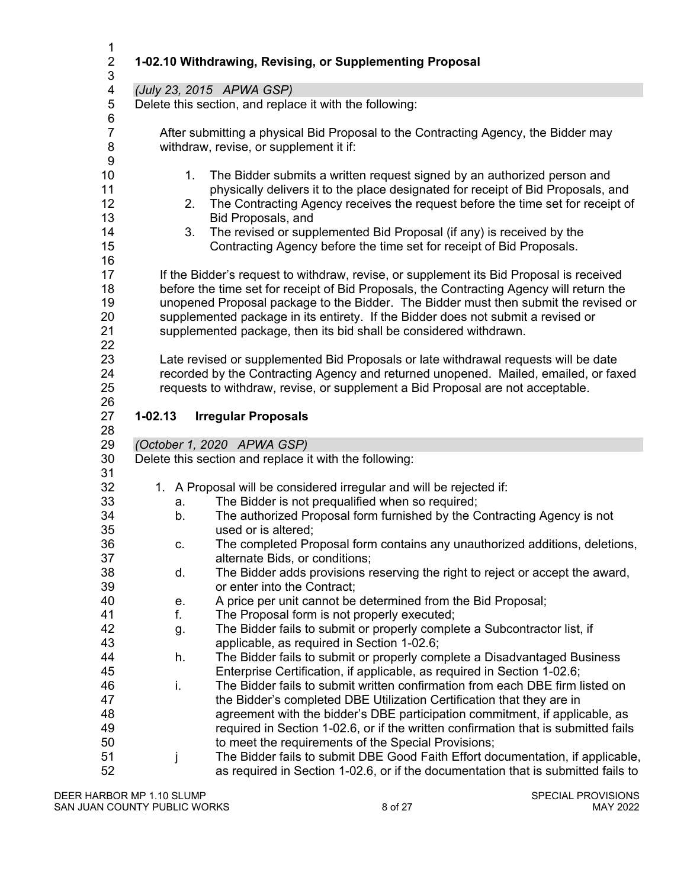## 1-02.10 Withdrawing, Revising, or Supplementing Proposal

*(July 23, 2015 APWA GSP)*

Delete this section, and replace it with the following:

After submitting a physical Bid Proposal to the Contracting Agency, the Bidder may withdraw, revise, or supplement it if:

1. The Bidder submits a written request signed by an authorized person and physically delivers it to the place designated for receipt of Bid Proposals, and
2. The Contracting Agency receives the request before the time set for receipt of Bid Proposals, and
3. The revised or supplemented Bid Proposal (if any) is received by the Contracting Agency before the time set for receipt of Bid Proposals.

If the Bidder's request to withdraw, revise, or supplement its Bid Proposal is received before the time set for receipt of Bid Proposals, the Contracting Agency will return the unopened Proposal package to the Bidder. The Bidder must then submit the revised or supplemented package in its entirety. If the Bidder does not submit a revised or supplemented package, then its bid shall be considered withdrawn.

Late revised or supplemented Bid Proposals or late withdrawal requests will be date recorded by the Contracting Agency and returned unopened. Mailed, emailed, or faxed requests to withdraw, revise, or supplement a Bid Proposal are not acceptable.

## 1-02.13 Irregular Proposals

*(October 1, 2020 APWA GSP)*

Delete this section and replace it with the following:

1. A Proposal will be considered irregular and will be rejected if:
   a. The Bidder is not prequalified when so required;
   b. The authorized Proposal form furnished by the Contracting Agency is not used or is altered;
   c. The completed Proposal form contains any unauthorized additions, deletions, alternate Bids, or conditions;
   d. The Bidder adds provisions reserving the right to reject or accept the award, or enter into the Contract;
   e. A price per unit cannot be determined from the Bid Proposal;
   f. The Proposal form is not properly executed;
   g. The Bidder fails to submit or properly complete a Subcontractor list, if applicable, as required in Section 1-02.6;
   h. The Bidder fails to submit or properly complete a Disadvantaged Business Enterprise Certification, if applicable, as required in Section 1-02.6;
   i. The Bidder fails to submit written confirmation from each DBE firm listed on the Bidder's completed DBE Utilization Certification that they are in agreement with the bidder's DBE participation commitment, if applicable, as required in Section 1-02.6, or if the written confirmation that is submitted fails to meet the requirements of the Special Provisions;
   j The Bidder fails to submit DBE Good Faith Effort documentation, if applicable, as required in Section 1-02.6, or if the documentation that is submitted fails to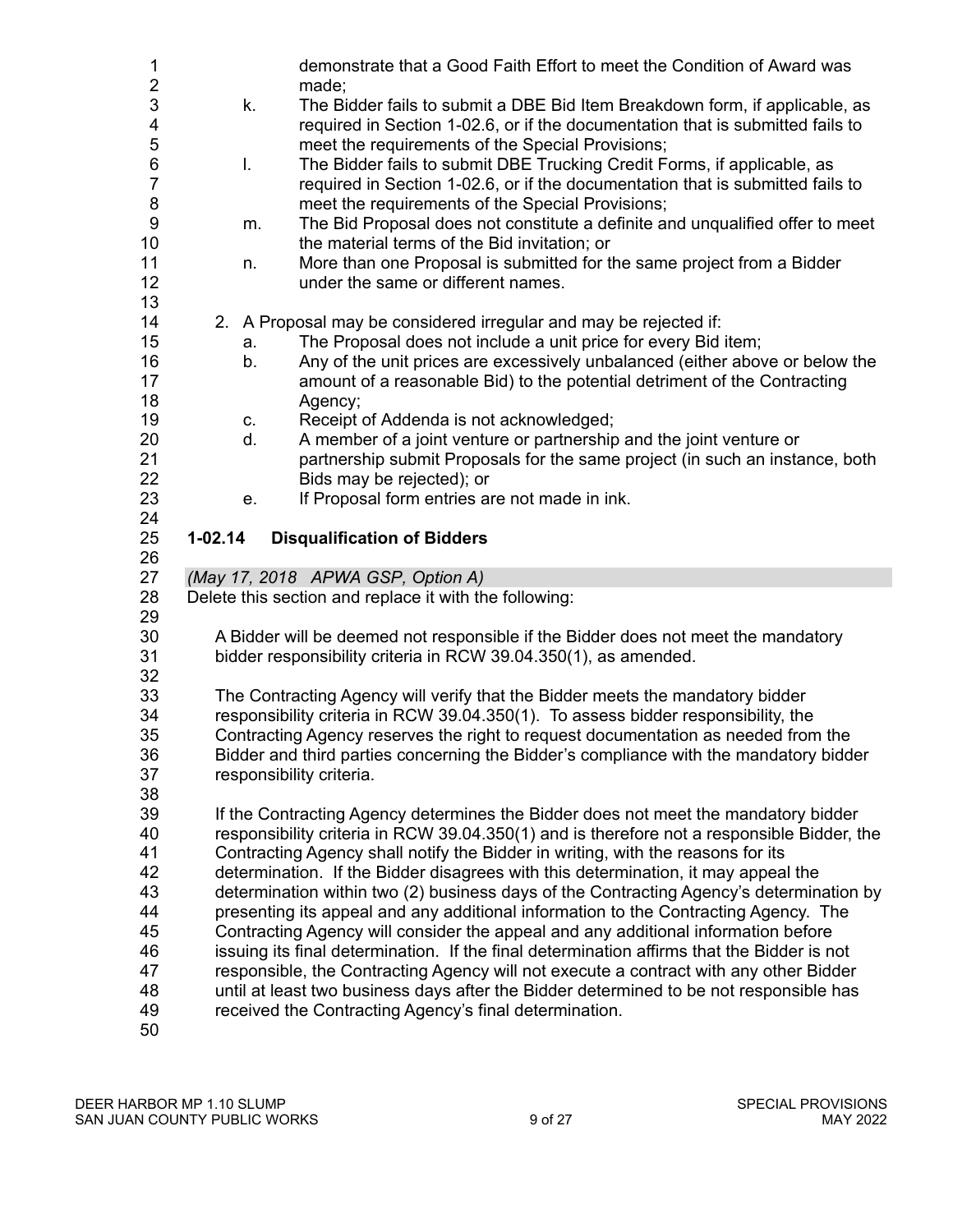demonstrate that a Good Faith Effort to meet the Condition of Award was made;

k. The Bidder fails to submit a DBE Bid Item Breakdown form, if applicable, as required in Section 1-02.6, or if the documentation that is submitted fails to meet the requirements of the Special Provisions;

l. The Bidder fails to submit DBE Trucking Credit Forms, if applicable, as required in Section 1-02.6, or if the documentation that is submitted fails to meet the requirements of the Special Provisions;

m. The Bid Proposal does not constitute a definite and unqualified offer to meet the material terms of the Bid invitation; or

n. More than one Proposal is submitted for the same project from a Bidder under the same or different names.

2. A Proposal may be considered irregular and may be rejected if:

   a. The Proposal does not include a unit price for every Bid item;
   b. Any of the unit prices are excessively unbalanced (either above or below the amount of a reasonable Bid) to the potential detriment of the Contracting Agency;
   c. Receipt of Addenda is not acknowledged;
   d. A member of a joint venture or partnership and the joint venture or partnership submit Proposals for the same project (in such an instance, both Bids may be rejected); or
   e. If Proposal form entries are not made in ink.

## 1-02.14 Disqualification of Bidders

*(May 17, 2018 APWA GSP, Option A)*

Delete this section and replace it with the following:

A Bidder will be deemed not responsible if the Bidder does not meet the mandatory bidder responsibility criteria in RCW 39.04.350(1), as amended.

The Contracting Agency will verify that the Bidder meets the mandatory bidder responsibility criteria in RCW 39.04.350(1). To assess bidder responsibility, the Contracting Agency reserves the right to request documentation as needed from the Bidder and third parties concerning the Bidder's compliance with the mandatory bidder responsibility criteria.

If the Contracting Agency determines the Bidder does not meet the mandatory bidder responsibility criteria in RCW 39.04.350(1) and is therefore not a responsible Bidder, the Contracting Agency shall notify the Bidder in writing, with the reasons for its determination. If the Bidder disagrees with this determination, it may appeal the determination within two (2) business days of the Contracting Agency's determination by presenting its appeal and any additional information to the Contracting Agency. The Contracting Agency will consider the appeal and any additional information before issuing its final determination. If the final determination affirms that the Bidder is not responsible, the Contracting Agency will not execute a contract with any other Bidder until at least two business days after the Bidder determined to be not responsible has received the Contracting Agency's final determination.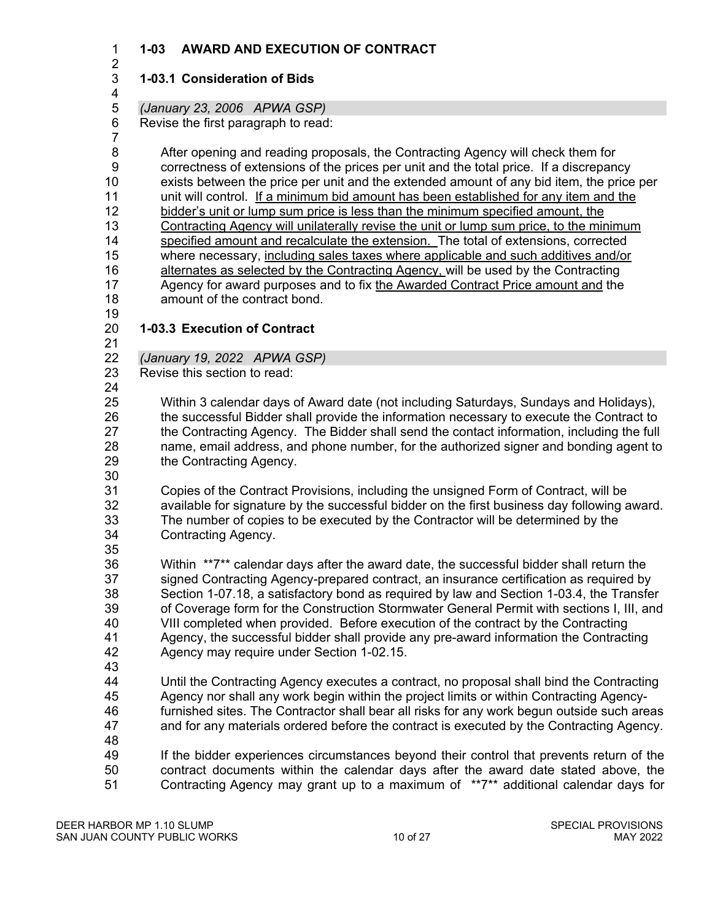## 1-03 AWARD AND EXECUTION OF CONTRACT

### 1-03.1 Consideration of Bids

*(January 23, 2006 APWA GSP)*

Revise the first paragraph to read:

> After opening and reading proposals, the Contracting Agency will check them for correctness of extensions of the prices per unit and the total price. If a discrepancy exists between the price per unit and the extended amount of any bid item, the price per unit will control. <u>If a minimum bid amount has been established for any item and the bidder's unit or lump sum price is less than the minimum specified amount, the Contracting Agency will unilaterally revise the unit or lump sum price, to the minimum specified amount and recalculate the extension.</u> The total of extensions, corrected where necessary, <u>including sales taxes where applicable and such additives and/or alternates as selected by the Contracting Agency,</u> will be used by the Contracting Agency for award purposes and to fix <u>the Awarded Contract Price amount and</u> the amount of the contract bond.

### 1-03.3 Execution of Contract

*(January 19, 2022 APWA GSP)*

Revise this section to read:

> Within 3 calendar days of Award date (not including Saturdays, Sundays and Holidays), the successful Bidder shall provide the information necessary to execute the Contract to the Contracting Agency. The Bidder shall send the contact information, including the full name, email address, and phone number, for the authorized signer and bonding agent to the Contracting Agency.
>
> Copies of the Contract Provisions, including the unsigned Form of Contract, will be available for signature by the successful bidder on the first business day following award. The number of copies to be executed by the Contractor will be determined by the Contracting Agency.
>
> Within **7** calendar days after the award date, the successful bidder shall return the signed Contracting Agency-prepared contract, an insurance certification as required by Section 1-07.18, a satisfactory bond as required by law and Section 1-03.4, the Transfer of Coverage form for the Construction Stormwater General Permit with sections I, III, and VIII completed when provided. Before execution of the contract by the Contracting Agency, the successful bidder shall provide any pre-award information the Contracting Agency may require under Section 1-02.15.
>
> Until the Contracting Agency executes a contract, no proposal shall bind the Contracting Agency nor shall any work begin within the project limits or within Contracting Agency-furnished sites. The Contractor shall bear all risks for any work begun outside such areas and for any materials ordered before the contract is executed by the Contracting Agency.
>
> If the bidder experiences circumstances beyond their control that prevents return of the contract documents within the calendar days after the award date stated above, the Contracting Agency may grant up to a maximum of **7** additional calendar days for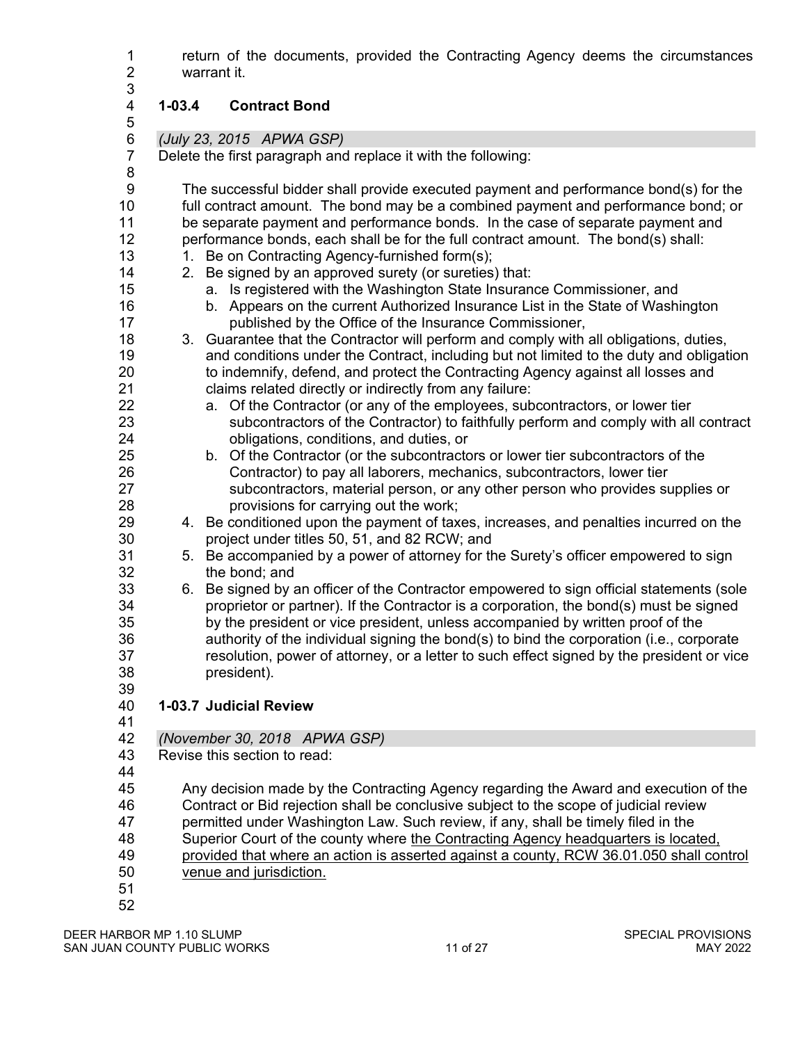return of the documents, provided the Contracting Agency deems the circumstances warrant it.

### 1-03.4 Contract Bond

*(July 23, 2015 APWA GSP)*

Delete the first paragraph and replace it with the following:

The successful bidder shall provide executed payment and performance bond(s) for the full contract amount. The bond may be a combined payment and performance bond; or be separate payment and performance bonds. In the case of separate payment and performance bonds, each shall be for the full contract amount. The bond(s) shall:

1. Be on Contracting Agency-furnished form(s);
2. Be signed by an approved surety (or sureties) that:
   a. Is registered with the Washington State Insurance Commissioner, and
   b. Appears on the current Authorized Insurance List in the State of Washington published by the Office of the Insurance Commissioner,
3. Guarantee that the Contractor will perform and comply with all obligations, duties, and conditions under the Contract, including but not limited to the duty and obligation to indemnify, defend, and protect the Contracting Agency against all losses and claims related directly or indirectly from any failure:
   a. Of the Contractor (or any of the employees, subcontractors, or lower tier subcontractors of the Contractor) to faithfully perform and comply with all contract obligations, conditions, and duties, or
   b. Of the Contractor (or the subcontractors or lower tier subcontractors of the Contractor) to pay all laborers, mechanics, subcontractors, lower tier subcontractors, material person, or any other person who provides supplies or provisions for carrying out the work;
4. Be conditioned upon the payment of taxes, increases, and penalties incurred on the project under titles 50, 51, and 82 RCW; and
5. Be accompanied by a power of attorney for the Surety's officer empowered to sign the bond; and
6. Be signed by an officer of the Contractor empowered to sign official statements (sole proprietor or partner). If the Contractor is a corporation, the bond(s) must be signed by the president or vice president, unless accompanied by written proof of the authority of the individual signing the bond(s) to bind the corporation (i.e., corporate resolution, power of attorney, or a letter to such effect signed by the president or vice president).

### 1-03.7 Judicial Review

*(November 30, 2018 APWA GSP)*

Revise this section to read:

Any decision made by the Contracting Agency regarding the Award and execution of the Contract or Bid rejection shall be conclusive subject to the scope of judicial review permitted under Washington Law. Such review, if any, shall be timely filed in the Superior Court of the county where the Contracting Agency headquarters is located, provided that where an action is asserted against a county, RCW 36.01.050 shall control venue and jurisdiction.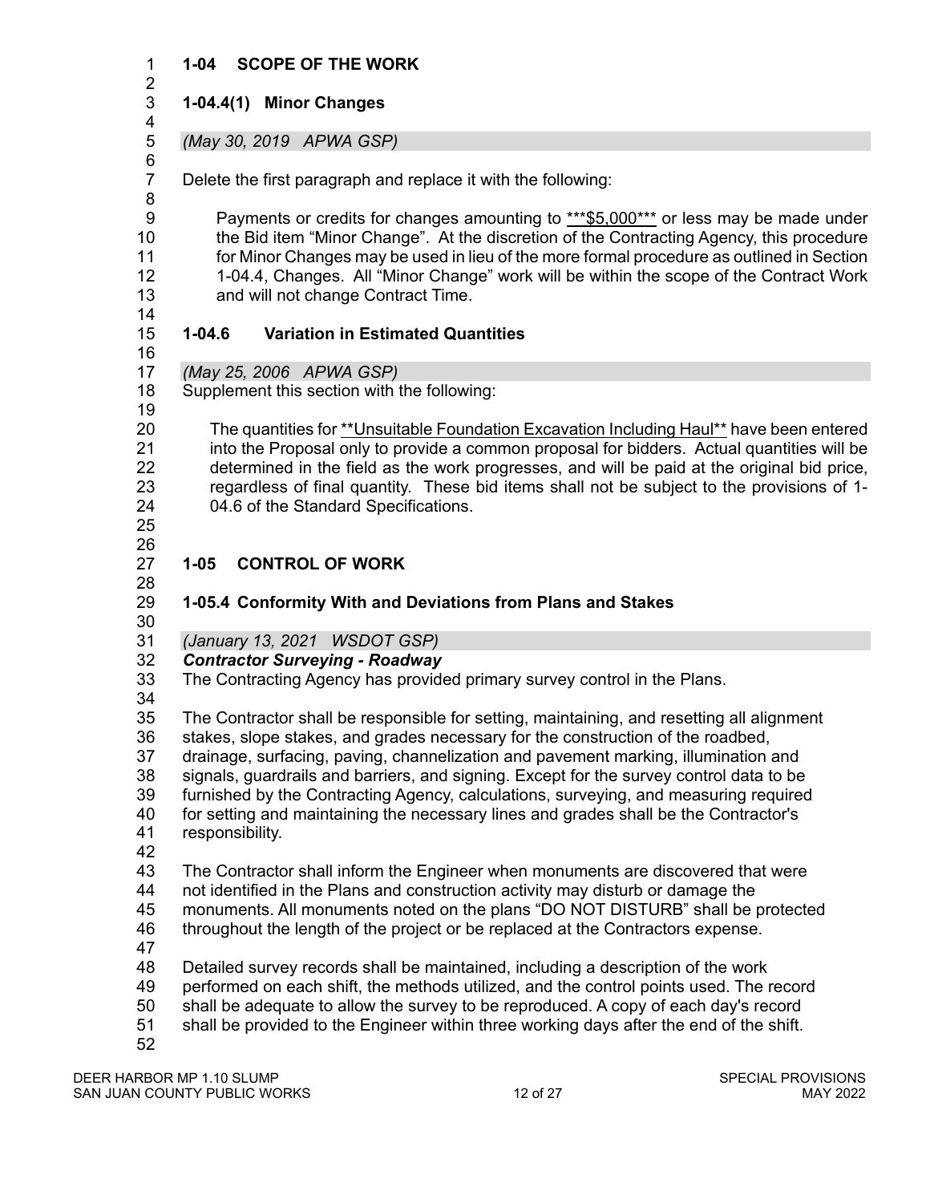# 1-04 SCOPE OF THE WORK

## 1-04.4(1) Minor Changes

*(May 30, 2019 APWA GSP)*

Delete the first paragraph and replace it with the following:

> Payments or credits for changes amounting to <u>***$5,000***</u> or less may be made under the Bid item "Minor Change". At the discretion of the Contracting Agency, this procedure for Minor Changes may be used in lieu of the more formal procedure as outlined in Section 1-04.4, Changes. All "Minor Change" work will be within the scope of the Contract Work and will not change Contract Time.

## 1-04.6 Variation in Estimated Quantities

*(May 25, 2006 APWA GSP)*

Supplement this section with the following:

> The quantities for <u>**Unsuitable Foundation Excavation Including Haul**</u> have been entered into the Proposal only to provide a common proposal for bidders. Actual quantities will be determined in the field as the work progresses, and will be paid at the original bid price, regardless of final quantity. These bid items shall not be subject to the provisions of 1-04.6 of the Standard Specifications.

# 1-05 CONTROL OF WORK

## 1-05.4 Conformity With and Deviations from Plans and Stakes

*(January 13, 2021 WSDOT GSP)*

***Contractor Surveying - Roadway***

The Contracting Agency has provided primary survey control in the Plans.

The Contractor shall be responsible for setting, maintaining, and resetting all alignment stakes, slope stakes, and grades necessary for the construction of the roadbed, drainage, surfacing, paving, channelization and pavement marking, illumination and signals, guardrails and barriers, and signing. Except for the survey control data to be furnished by the Contracting Agency, calculations, surveying, and measuring required for setting and maintaining the necessary lines and grades shall be the Contractor's responsibility.

The Contractor shall inform the Engineer when monuments are discovered that were not identified in the Plans and construction activity may disturb or damage the monuments. All monuments noted on the plans "DO NOT DISTURB" shall be protected throughout the length of the project or be replaced at the Contractors expense.

Detailed survey records shall be maintained, including a description of the work performed on each shift, the methods utilized, and the control points used. The record shall be adequate to allow the survey to be reproduced. A copy of each day's record shall be provided to the Engineer within three working days after the end of the shift.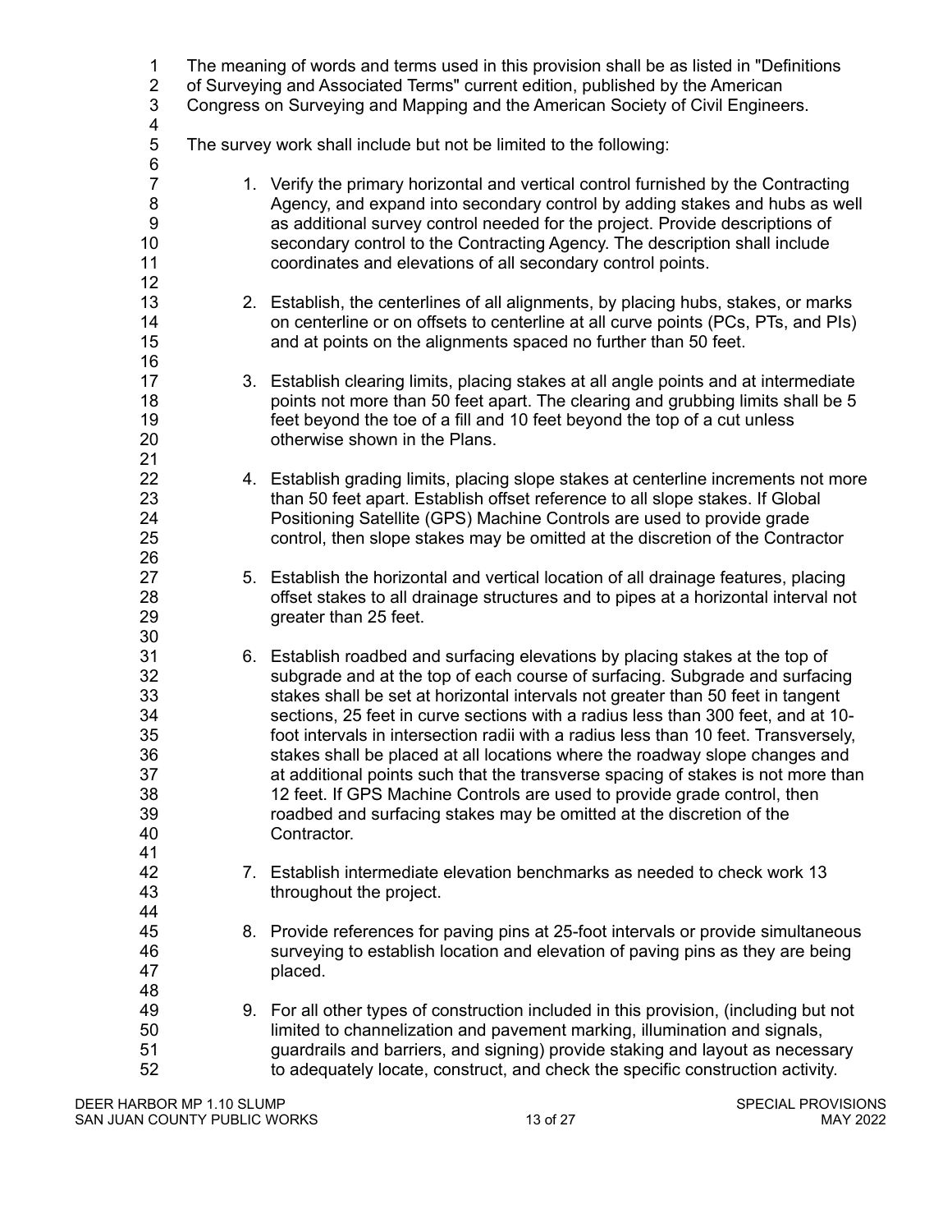The meaning of words and terms used in this provision shall be as listed in "Definitions of Surveying and Associated Terms" current edition, published by the American Congress on Surveying and Mapping and the American Society of Civil Engineers.

The survey work shall include but not be limited to the following:

1. Verify the primary horizontal and vertical control furnished by the Contracting Agency, and expand into secondary control by adding stakes and hubs as well as additional survey control needed for the project. Provide descriptions of secondary control to the Contracting Agency. The description shall include coordinates and elevations of all secondary control points.

2. Establish, the centerlines of all alignments, by placing hubs, stakes, or marks on centerline or on offsets to centerline at all curve points (PCs, PTs, and PIs) and at points on the alignments spaced no further than 50 feet.

3. Establish clearing limits, placing stakes at all angle points and at intermediate points not more than 50 feet apart. The clearing and grubbing limits shall be 5 feet beyond the toe of a fill and 10 feet beyond the top of a cut unless otherwise shown in the Plans.

4. Establish grading limits, placing slope stakes at centerline increments not more than 50 feet apart. Establish offset reference to all slope stakes. If Global Positioning Satellite (GPS) Machine Controls are used to provide grade control, then slope stakes may be omitted at the discretion of the Contractor

5. Establish the horizontal and vertical location of all drainage features, placing offset stakes to all drainage structures and to pipes at a horizontal interval not greater than 25 feet.

6. Establish roadbed and surfacing elevations by placing stakes at the top of subgrade and at the top of each course of surfacing. Subgrade and surfacing stakes shall be set at horizontal intervals not greater than 50 feet in tangent sections, 25 feet in curve sections with a radius less than 300 feet, and at 10-foot intervals in intersection radii with a radius less than 10 feet. Transversely, stakes shall be placed at all locations where the roadway slope changes and at additional points such that the transverse spacing of stakes is not more than 12 feet. If GPS Machine Controls are used to provide grade control, then roadbed and surfacing stakes may be omitted at the discretion of the Contractor.

7. Establish intermediate elevation benchmarks as needed to check work 13 throughout the project.

8. Provide references for paving pins at 25-foot intervals or provide simultaneous surveying to establish location and elevation of paving pins as they are being placed.

9. For all other types of construction included in this provision, (including but not limited to channelization and pavement marking, illumination and signals, guardrails and barriers, and signing) provide staking and layout as necessary to adequately locate, construct, and check the specific construction activity.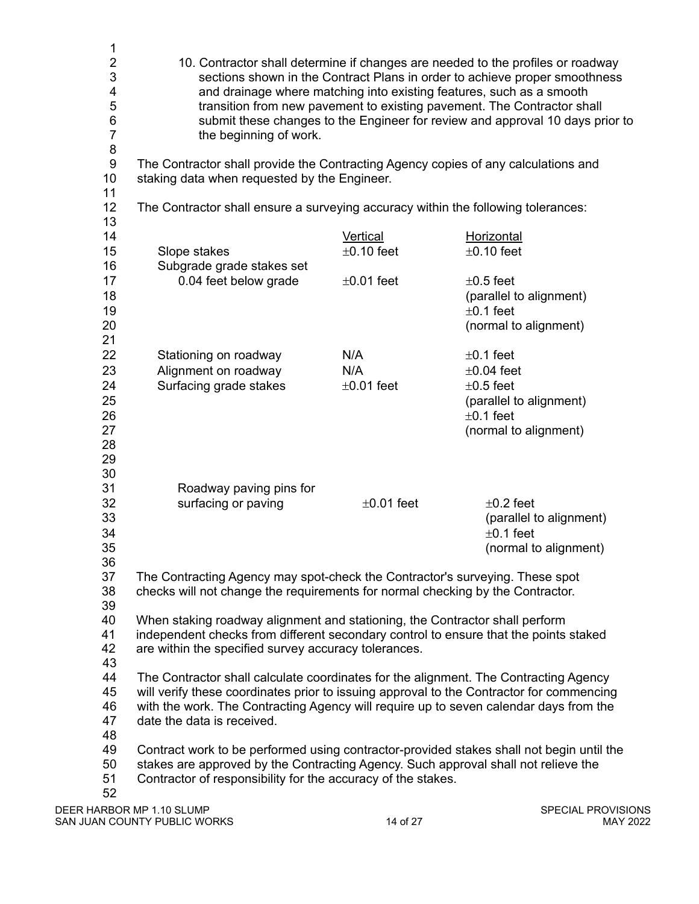10. Contractor shall determine if changes are needed to the profiles or roadway sections shown in the Contract Plans in order to achieve proper smoothness and drainage where matching into existing features, such as a smooth transition from new pavement to existing pavement. The Contractor shall submit these changes to the Engineer for review and approval 10 days prior to the beginning of work.

The Contractor shall provide the Contracting Agency copies of any calculations and staking data when requested by the Engineer.

The Contractor shall ensure a surveying accuracy within the following tolerances:

| | Vertical | Horizontal |
|---|---|---|
| Slope stakes | ±0.10 feet | ±0.10 feet |
| Subgrade grade stakes set 0.04 feet below grade | ±0.01 feet | ±0.5 feet (parallel to alignment)<br>±0.1 feet (normal to alignment) |
| Stationing on roadway | N/A | ±0.1 feet |
| Alignment on roadway | N/A | ±0.04 feet |
| Surfacing grade stakes | ±0.01 feet | ±0.5 feet (parallel to alignment)<br>±0.1 feet (normal to alignment) |
| Roadway paving pins for surfacing or paving | ±0.01 feet | ±0.2 feet (parallel to alignment)<br>±0.1 feet (normal to alignment) |

The Contracting Agency may spot-check the Contractor's surveying. These spot checks will not change the requirements for normal checking by the Contractor.

When staking roadway alignment and stationing, the Contractor shall perform independent checks from different secondary control to ensure that the points staked are within the specified survey accuracy tolerances.

The Contractor shall calculate coordinates for the alignment. The Contracting Agency will verify these coordinates prior to issuing approval to the Contractor for commencing with the work. The Contracting Agency will require up to seven calendar days from the date the data is received.

Contract work to be performed using contractor-provided stakes shall not begin until the stakes are approved by the Contracting Agency. Such approval shall not relieve the Contractor of responsibility for the accuracy of the stakes.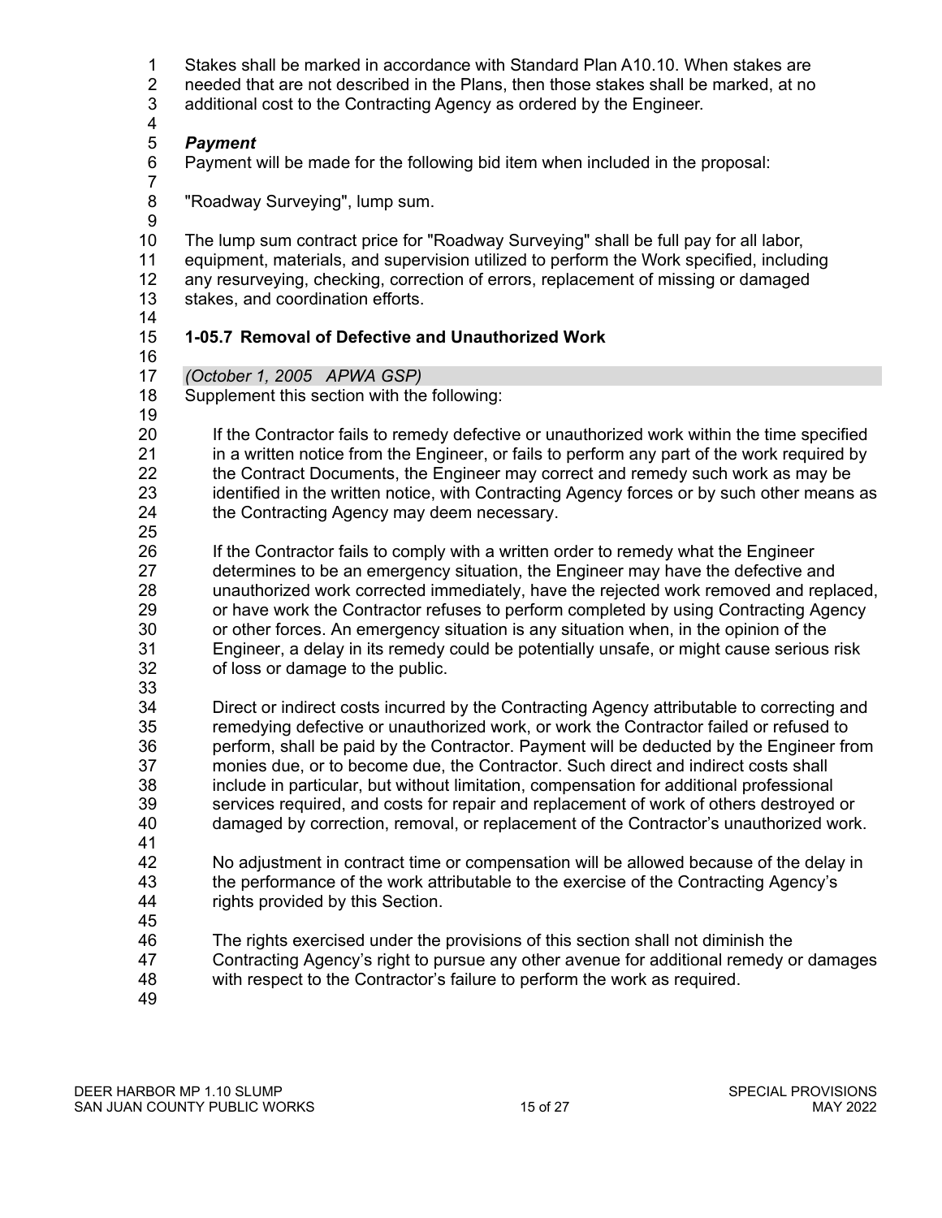Stakes shall be marked in accordance with Standard Plan A10.10. When stakes are needed that are not described in the Plans, then those stakes shall be marked, at no additional cost to the Contracting Agency as ordered by the Engineer.

***Payment***

Payment will be made for the following bid item when included in the proposal:

"Roadway Surveying", lump sum.

The lump sum contract price for "Roadway Surveying" shall be full pay for all labor, equipment, materials, and supervision utilized to perform the Work specified, including any resurveying, checking, correction of errors, replacement of missing or damaged stakes, and coordination efforts.

### 1-05.7 Removal of Defective and Unauthorized Work

*(October 1, 2005 APWA GSP)*

Supplement this section with the following:

> If the Contractor fails to remedy defective or unauthorized work within the time specified in a written notice from the Engineer, or fails to perform any part of the work required by the Contract Documents, the Engineer may correct and remedy such work as may be identified in the written notice, with Contracting Agency forces or by such other means as the Contracting Agency may deem necessary.
>
> If the Contractor fails to comply with a written order to remedy what the Engineer determines to be an emergency situation, the Engineer may have the defective and unauthorized work corrected immediately, have the rejected work removed and replaced, or have work the Contractor refuses to perform completed by using Contracting Agency or other forces. An emergency situation is any situation when, in the opinion of the Engineer, a delay in its remedy could be potentially unsafe, or might cause serious risk of loss or damage to the public.
>
> Direct or indirect costs incurred by the Contracting Agency attributable to correcting and remedying defective or unauthorized work, or work the Contractor failed or refused to perform, shall be paid by the Contractor. Payment will be deducted by the Engineer from monies due, or to become due, the Contractor. Such direct and indirect costs shall include in particular, but without limitation, compensation for additional professional services required, and costs for repair and replacement of work of others destroyed or damaged by correction, removal, or replacement of the Contractor's unauthorized work.
>
> No adjustment in contract time or compensation will be allowed because of the delay in the performance of the work attributable to the exercise of the Contracting Agency's rights provided by this Section.
>
> The rights exercised under the provisions of this section shall not diminish the Contracting Agency's right to pursue any other avenue for additional remedy or damages with respect to the Contractor's failure to perform the work as required.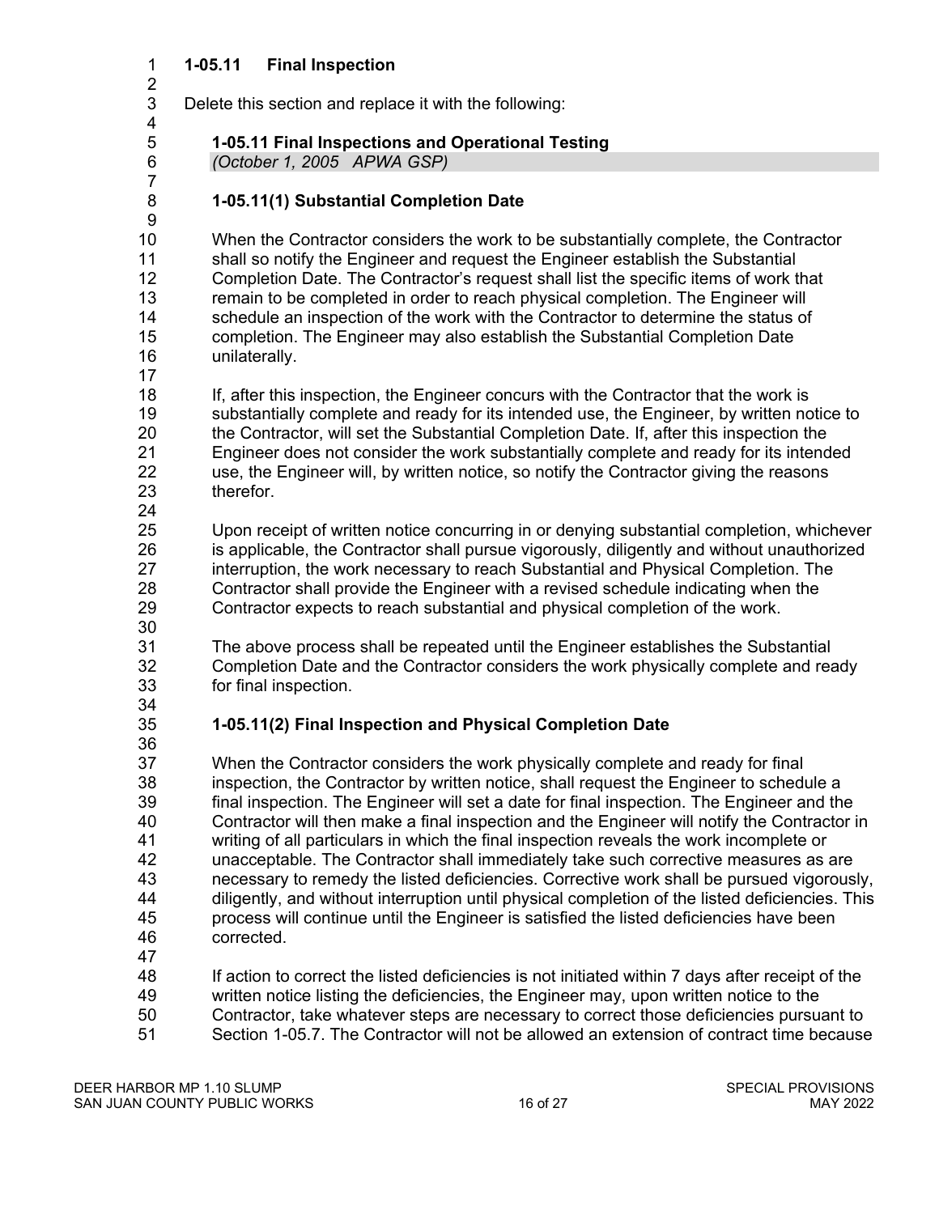### 1-05.11 Final Inspection

Delete this section and replace it with the following:

#### 1-05.11 Final Inspections and Operational Testing

*(October 1, 2005 APWA GSP)*

#### 1-05.11(1) Substantial Completion Date

When the Contractor considers the work to be substantially complete, the Contractor shall so notify the Engineer and request the Engineer establish the Substantial Completion Date. The Contractor's request shall list the specific items of work that remain to be completed in order to reach physical completion. The Engineer will schedule an inspection of the work with the Contractor to determine the status of completion. The Engineer may also establish the Substantial Completion Date unilaterally.

If, after this inspection, the Engineer concurs with the Contractor that the work is substantially complete and ready for its intended use, the Engineer, by written notice to the Contractor, will set the Substantial Completion Date. If, after this inspection the Engineer does not consider the work substantially complete and ready for its intended use, the Engineer will, by written notice, so notify the Contractor giving the reasons therefor.

Upon receipt of written notice concurring in or denying substantial completion, whichever is applicable, the Contractor shall pursue vigorously, diligently and without unauthorized interruption, the work necessary to reach Substantial and Physical Completion. The Contractor shall provide the Engineer with a revised schedule indicating when the Contractor expects to reach substantial and physical completion of the work.

The above process shall be repeated until the Engineer establishes the Substantial Completion Date and the Contractor considers the work physically complete and ready for final inspection.

#### 1-05.11(2) Final Inspection and Physical Completion Date

When the Contractor considers the work physically complete and ready for final inspection, the Contractor by written notice, shall request the Engineer to schedule a final inspection. The Engineer will set a date for final inspection. The Engineer and the Contractor will then make a final inspection and the Engineer will notify the Contractor in writing of all particulars in which the final inspection reveals the work incomplete or unacceptable. The Contractor shall immediately take such corrective measures as are necessary to remedy the listed deficiencies. Corrective work shall be pursued vigorously, diligently, and without interruption until physical completion of the listed deficiencies. This process will continue until the Engineer is satisfied the listed deficiencies have been corrected.

If action to correct the listed deficiencies is not initiated within 7 days after receipt of the written notice listing the deficiencies, the Engineer may, upon written notice to the Contractor, take whatever steps are necessary to correct those deficiencies pursuant to Section 1-05.7. The Contractor will not be allowed an extension of contract time because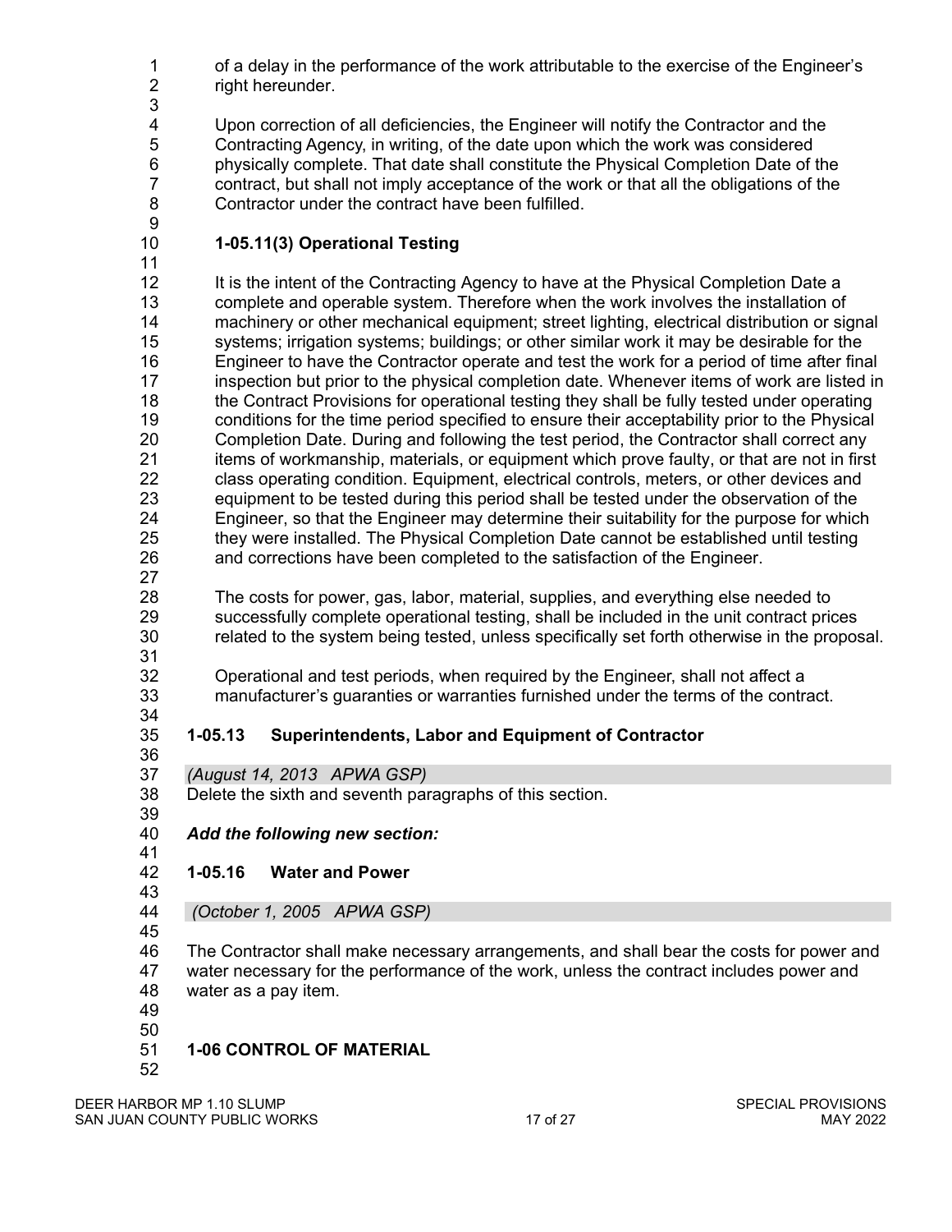of a delay in the performance of the work attributable to the exercise of the Engineer's right hereunder.

Upon correction of all deficiencies, the Engineer will notify the Contractor and the Contracting Agency, in writing, of the date upon which the work was considered physically complete. That date shall constitute the Physical Completion Date of the contract, but shall not imply acceptance of the work or that all the obligations of the Contractor under the contract have been fulfilled.

### 1-05.11(3) Operational Testing

It is the intent of the Contracting Agency to have at the Physical Completion Date a complete and operable system. Therefore when the work involves the installation of machinery or other mechanical equipment; street lighting, electrical distribution or signal systems; irrigation systems; buildings; or other similar work it may be desirable for the Engineer to have the Contractor operate and test the work for a period of time after final inspection but prior to the physical completion date. Whenever items of work are listed in the Contract Provisions for operational testing they shall be fully tested under operating conditions for the time period specified to ensure their acceptability prior to the Physical Completion Date. During and following the test period, the Contractor shall correct any items of workmanship, materials, or equipment which prove faulty, or that are not in first class operating condition. Equipment, electrical controls, meters, or other devices and equipment to be tested during this period shall be tested under the observation of the Engineer, so that the Engineer may determine their suitability for the purpose for which they were installed. The Physical Completion Date cannot be established until testing and corrections have been completed to the satisfaction of the Engineer.

The costs for power, gas, labor, material, supplies, and everything else needed to successfully complete operational testing, shall be included in the unit contract prices related to the system being tested, unless specifically set forth otherwise in the proposal.

Operational and test periods, when required by the Engineer, shall not affect a manufacturer's guaranties or warranties furnished under the terms of the contract.

### 1-05.13 Superintendents, Labor and Equipment of Contractor

*(August 14, 2013 APWA GSP)*

Delete the sixth and seventh paragraphs of this section.

***Add the following new section:***

### 1-05.16 Water and Power

*(October 1, 2005 APWA GSP)*

The Contractor shall make necessary arrangements, and shall bear the costs for power and water necessary for the performance of the work, unless the contract includes power and water as a pay item.

## 1-06 CONTROL OF MATERIAL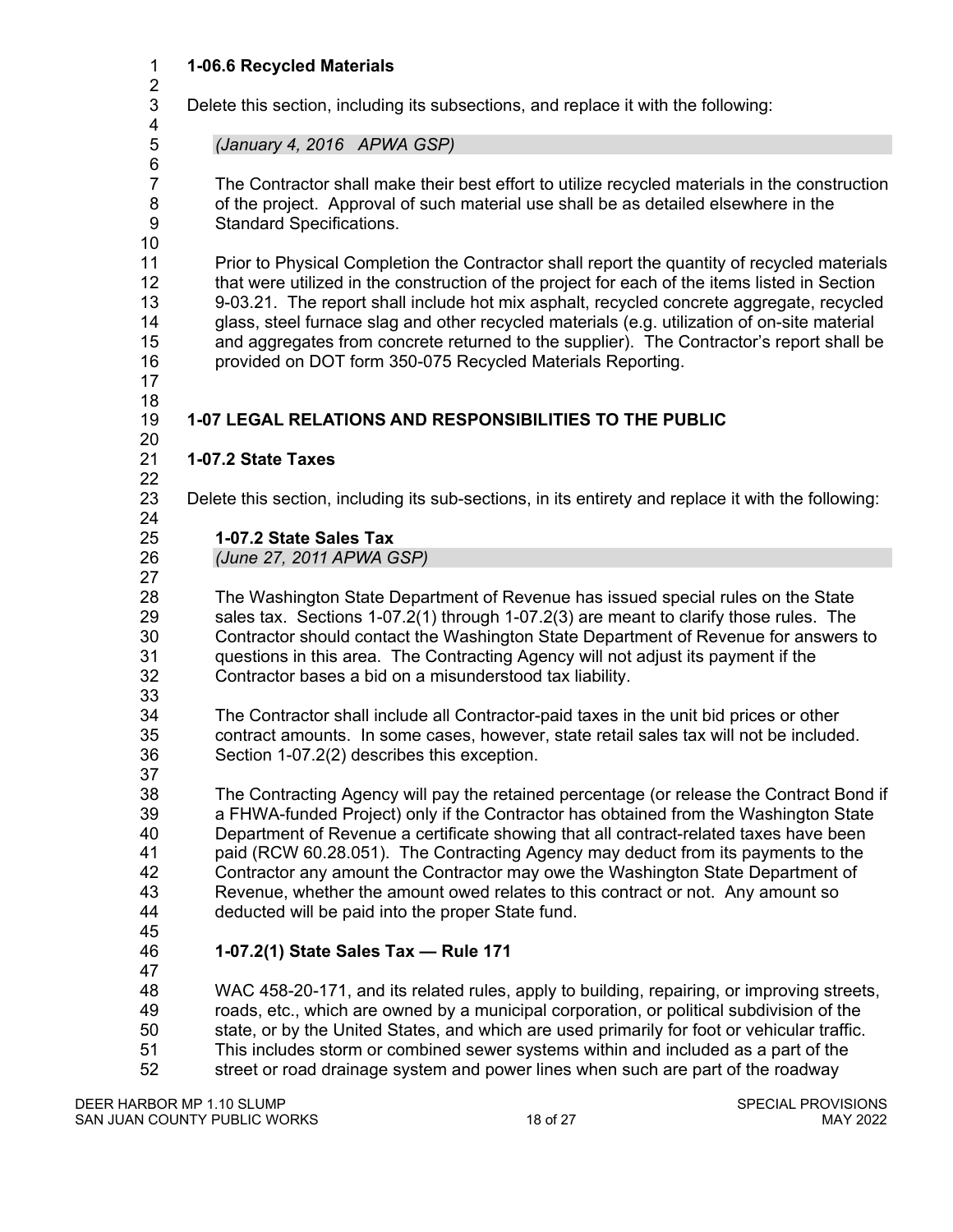### 1-06.6 Recycled Materials

Delete this section, including its subsections, and replace it with the following:

*(January 4, 2016 APWA GSP)*

The Contractor shall make their best effort to utilize recycled materials in the construction of the project. Approval of such material use shall be as detailed elsewhere in the Standard Specifications.

Prior to Physical Completion the Contractor shall report the quantity of recycled materials that were utilized in the construction of the project for each of the items listed in Section 9-03.21. The report shall include hot mix asphalt, recycled concrete aggregate, recycled glass, steel furnace slag and other recycled materials (e.g. utilization of on-site material and aggregates from concrete returned to the supplier). The Contractor's report shall be provided on DOT form 350-075 Recycled Materials Reporting.

## 1-07 LEGAL RELATIONS AND RESPONSIBILITIES TO THE PUBLIC

### 1-07.2 State Taxes

Delete this section, including its sub-sections, in its entirety and replace it with the following:

**1-07.2 State Sales Tax**

*(June 27, 2011 APWA GSP)*

The Washington State Department of Revenue has issued special rules on the State sales tax. Sections 1-07.2(1) through 1-07.2(3) are meant to clarify those rules. The Contractor should contact the Washington State Department of Revenue for answers to questions in this area. The Contracting Agency will not adjust its payment if the Contractor bases a bid on a misunderstood tax liability.

The Contractor shall include all Contractor-paid taxes in the unit bid prices or other contract amounts. In some cases, however, state retail sales tax will not be included. Section 1-07.2(2) describes this exception.

The Contracting Agency will pay the retained percentage (or release the Contract Bond if a FHWA-funded Project) only if the Contractor has obtained from the Washington State Department of Revenue a certificate showing that all contract-related taxes have been paid (RCW 60.28.051). The Contracting Agency may deduct from its payments to the Contractor any amount the Contractor may owe the Washington State Department of Revenue, whether the amount owed relates to this contract or not. Any amount so deducted will be paid into the proper State fund.

**1-07.2(1) State Sales Tax — Rule 171**

WAC 458-20-171, and its related rules, apply to building, repairing, or improving streets, roads, etc., which are owned by a municipal corporation, or political subdivision of the state, or by the United States, and which are used primarily for foot or vehicular traffic. This includes storm or combined sewer systems within and included as a part of the street or road drainage system and power lines when such are part of the roadway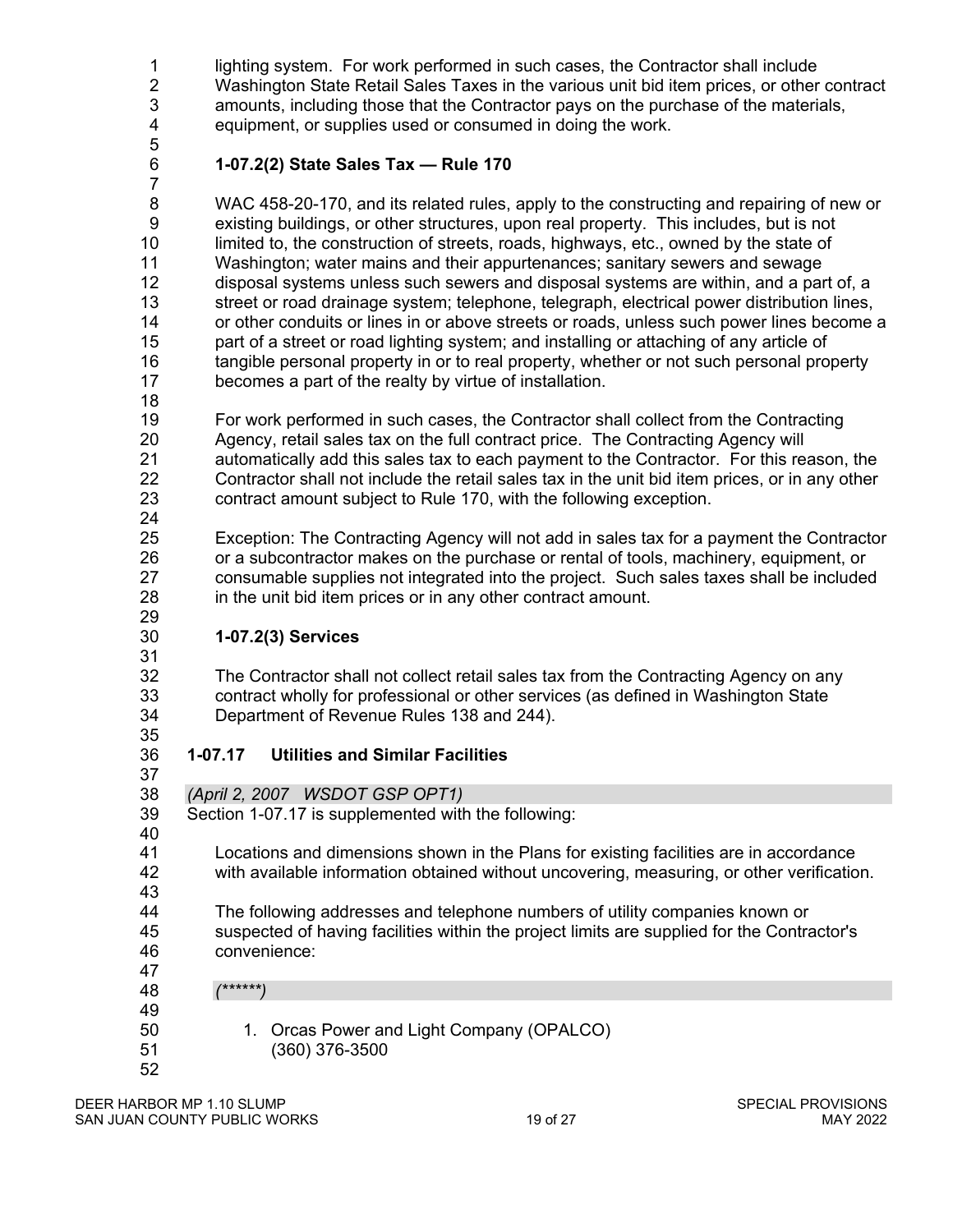lighting system. For work performed in such cases, the Contractor shall include Washington State Retail Sales Taxes in the various unit bid item prices, or other contract amounts, including those that the Contractor pays on the purchase of the materials, equipment, or supplies used or consumed in doing the work.

**1-07.2(2) State Sales Tax — Rule 170**

WAC 458-20-170, and its related rules, apply to the constructing and repairing of new or existing buildings, or other structures, upon real property. This includes, but is not limited to, the construction of streets, roads, highways, etc., owned by the state of Washington; water mains and their appurtenances; sanitary sewers and sewage disposal systems unless such sewers and disposal systems are within, and a part of, a street or road drainage system; telephone, telegraph, electrical power distribution lines, or other conduits or lines in or above streets or roads, unless such power lines become a part of a street or road lighting system; and installing or attaching of any article of tangible personal property in or to real property, whether or not such personal property becomes a part of the realty by virtue of installation.

For work performed in such cases, the Contractor shall collect from the Contracting Agency, retail sales tax on the full contract price. The Contracting Agency will automatically add this sales tax to each payment to the Contractor. For this reason, the Contractor shall not include the retail sales tax in the unit bid item prices, or in any other contract amount subject to Rule 170, with the following exception.

Exception: The Contracting Agency will not add in sales tax for a payment the Contractor or a subcontractor makes on the purchase or rental of tools, machinery, equipment, or consumable supplies not integrated into the project. Such sales taxes shall be included in the unit bid item prices or in any other contract amount.

**1-07.2(3) Services**

The Contractor shall not collect retail sales tax from the Contracting Agency on any contract wholly for professional or other services (as defined in Washington State Department of Revenue Rules 138 and 244).

**1-07.17 Utilities and Similar Facilities**

*(April 2, 2007 WSDOT GSP OPT1)*
Section 1-07.17 is supplemented with the following:

Locations and dimensions shown in the Plans for existing facilities are in accordance with available information obtained without uncovering, measuring, or other verification.

The following addresses and telephone numbers of utility companies known or suspected of having facilities within the project limits are supplied for the Contractor's convenience:

*(******)*

1. Orcas Power and Light Company (OPALCO)
   (360) 376-3500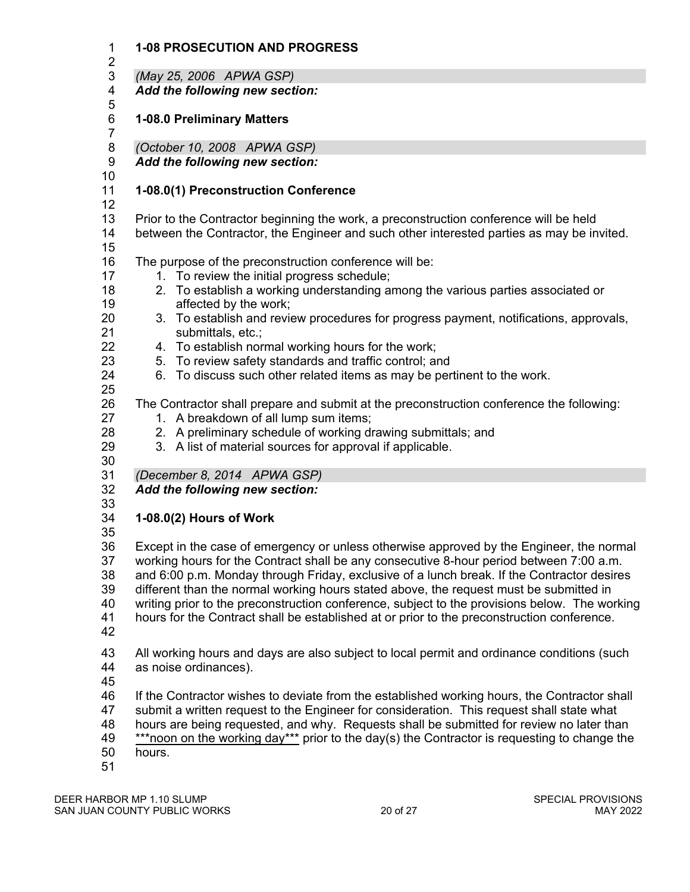# 1-08 PROSECUTION AND PROGRESS

*(May 25, 2006 APWA GSP)*
***Add the following new section:***

## 1-08.0 Preliminary Matters

*(October 10, 2008 APWA GSP)*
***Add the following new section:***

### 1-08.0(1) Preconstruction Conference

Prior to the Contractor beginning the work, a preconstruction conference will be held between the Contractor, the Engineer and such other interested parties as may be invited.

The purpose of the preconstruction conference will be:

1. To review the initial progress schedule;
2. To establish a working understanding among the various parties associated or affected by the work;
3. To establish and review procedures for progress payment, notifications, approvals, submittals, etc.;
4. To establish normal working hours for the work;
5. To review safety standards and traffic control; and
6. To discuss such other related items as may be pertinent to the work.

The Contractor shall prepare and submit at the preconstruction conference the following:

1. A breakdown of all lump sum items;
2. A preliminary schedule of working drawing submittals; and
3. A list of material sources for approval if applicable.

*(December 8, 2014 APWA GSP)*
***Add the following new section:***

### 1-08.0(2) Hours of Work

Except in the case of emergency or unless otherwise approved by the Engineer, the normal working hours for the Contract shall be any consecutive 8-hour period between 7:00 a.m. and 6:00 p.m. Monday through Friday, exclusive of a lunch break. If the Contractor desires different than the normal working hours stated above, the request must be submitted in writing prior to the preconstruction conference, subject to the provisions below. The working hours for the Contract shall be established at or prior to the preconstruction conference.

All working hours and days are also subject to local permit and ordinance conditions (such as noise ordinances).

If the Contractor wishes to deviate from the established working hours, the Contractor shall submit a written request to the Engineer for consideration. This request shall state what hours are being requested, and why. Requests shall be submitted for review no later than ***noon on the working day*** prior to the day(s) the Contractor is requesting to change the hours.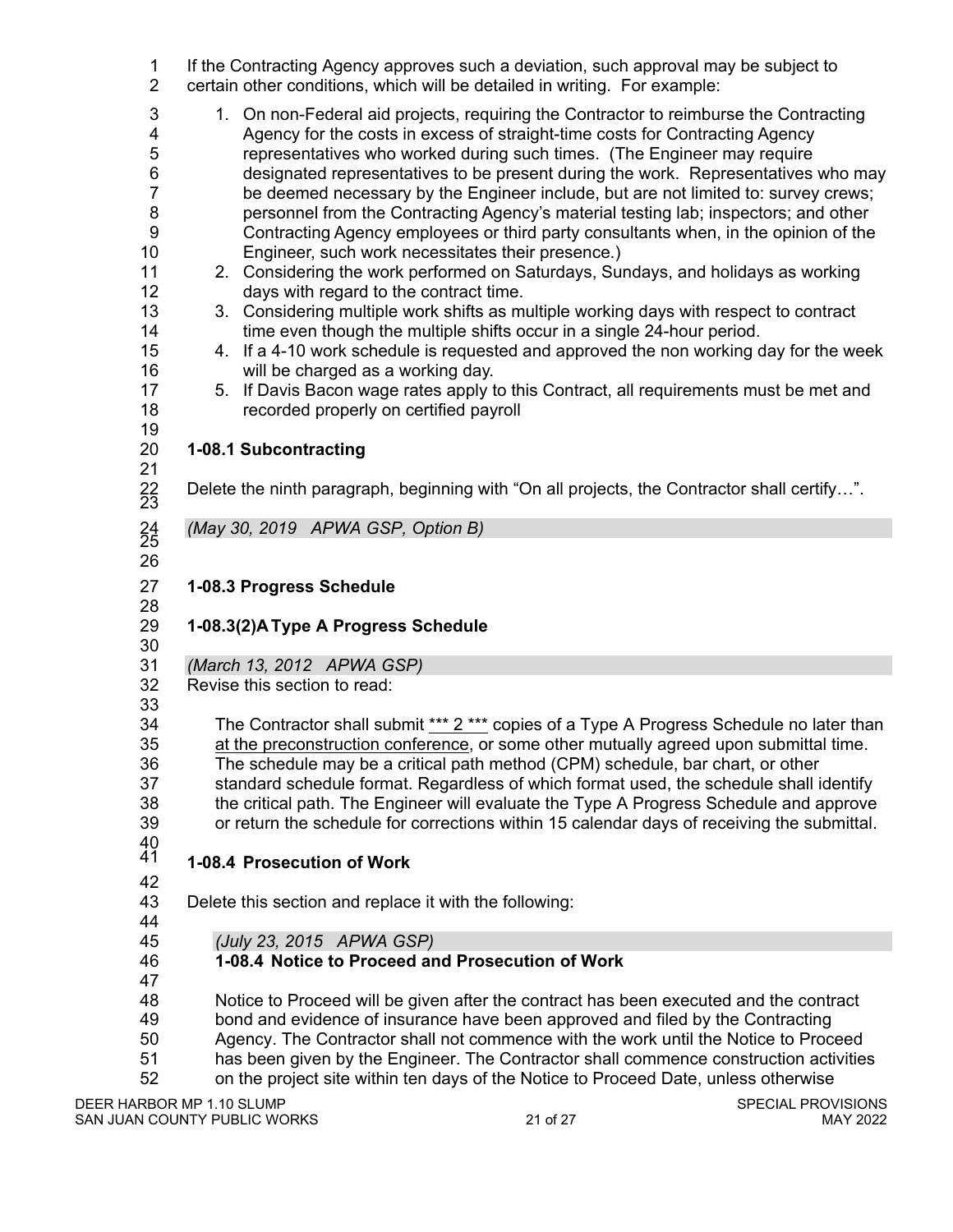If the Contracting Agency approves such a deviation, such approval may be subject to certain other conditions, which will be detailed in writing. For example:

1. On non-Federal aid projects, requiring the Contractor to reimburse the Contracting Agency for the costs in excess of straight-time costs for Contracting Agency representatives who worked during such times. (The Engineer may require designated representatives to be present during the work. Representatives who may be deemed necessary by the Engineer include, but are not limited to: survey crews; personnel from the Contracting Agency's material testing lab; inspectors; and other Contracting Agency employees or third party consultants when, in the opinion of the Engineer, such work necessitates their presence.)
2. Considering the work performed on Saturdays, Sundays, and holidays as working days with regard to the contract time.
3. Considering multiple work shifts as multiple working days with respect to contract time even though the multiple shifts occur in a single 24-hour period.
4. If a 4-10 work schedule is requested and approved the non working day for the week will be charged as a working day.
5. If Davis Bacon wage rates apply to this Contract, all requirements must be met and recorded properly on certified payroll

**1-08.1 Subcontracting**

Delete the ninth paragraph, beginning with "On all projects, the Contractor shall certify…".

*(May 30, 2019 APWA GSP, Option B)*

**1-08.3 Progress Schedule**

**1-08.3(2)A Type A Progress Schedule**

*(March 13, 2012 APWA GSP)*

Revise this section to read:

> The Contractor shall submit *** 2 *** copies of a Type A Progress Schedule no later than at the preconstruction conference, or some other mutually agreed upon submittal time. The schedule may be a critical path method (CPM) schedule, bar chart, or other standard schedule format. Regardless of which format used, the schedule shall identify the critical path. The Engineer will evaluate the Type A Progress Schedule and approve or return the schedule for corrections within 15 calendar days of receiving the submittal.

**1-08.4 Prosecution of Work**

Delete this section and replace it with the following:

> *(July 23, 2015 APWA GSP)*
>
> **1-08.4 Notice to Proceed and Prosecution of Work**
>
> Notice to Proceed will be given after the contract has been executed and the contract bond and evidence of insurance have been approved and filed by the Contracting Agency. The Contractor shall not commence with the work until the Notice to Proceed has been given by the Engineer. The Contractor shall commence construction activities on the project site within ten days of the Notice to Proceed Date, unless otherwise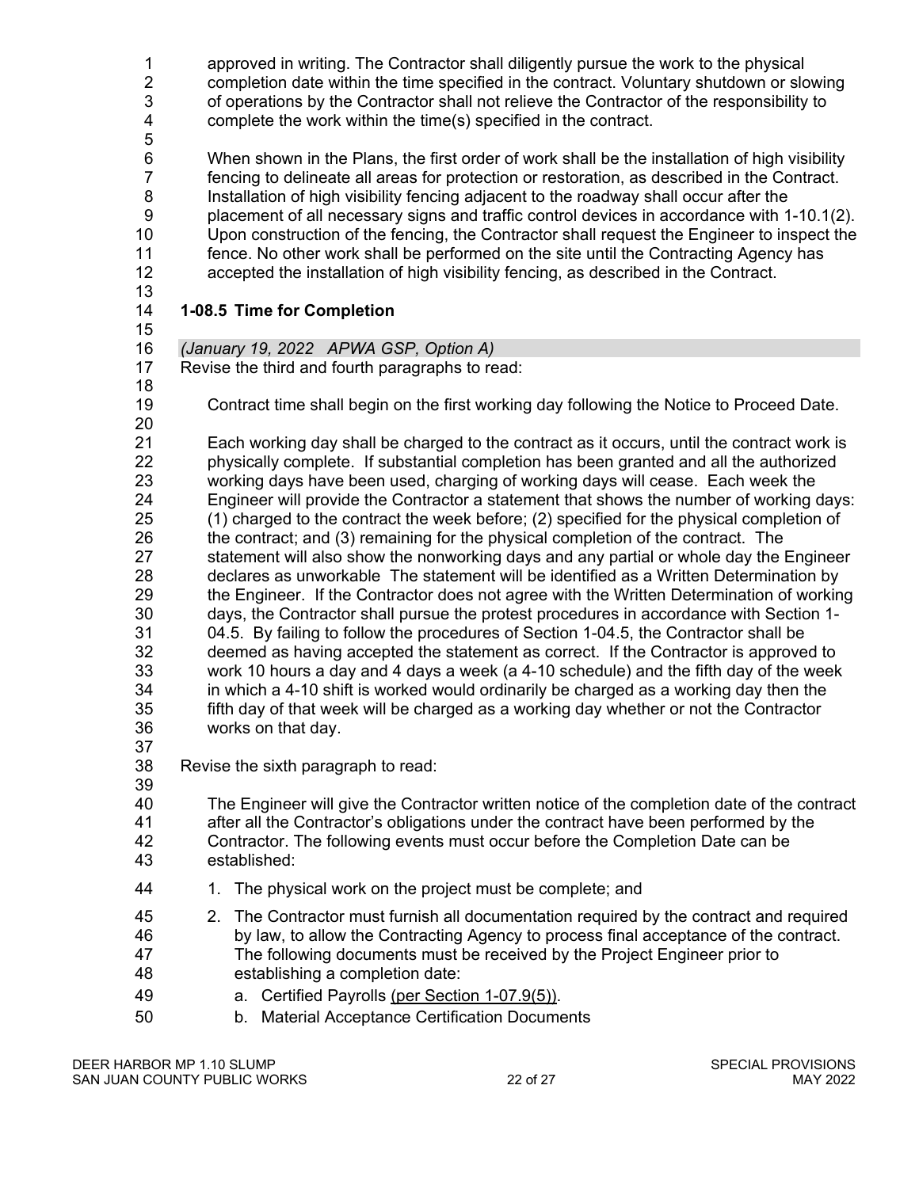approved in writing. The Contractor shall diligently pursue the work to the physical completion date within the time specified in the contract. Voluntary shutdown or slowing of operations by the Contractor shall not relieve the Contractor of the responsibility to complete the work within the time(s) specified in the contract.

When shown in the Plans, the first order of work shall be the installation of high visibility fencing to delineate all areas for protection or restoration, as described in the Contract. Installation of high visibility fencing adjacent to the roadway shall occur after the placement of all necessary signs and traffic control devices in accordance with 1-10.1(2). Upon construction of the fencing, the Contractor shall request the Engineer to inspect the fence. No other work shall be performed on the site until the Contracting Agency has accepted the installation of high visibility fencing, as described in the Contract.

**1-08.5 Time for Completion**

*(January 19, 2022 APWA GSP, Option A)*

Revise the third and fourth paragraphs to read:

> Contract time shall begin on the first working day following the Notice to Proceed Date.
>
> Each working day shall be charged to the contract as it occurs, until the contract work is physically complete. If substantial completion has been granted and all the authorized working days have been used, charging of working days will cease. Each week the Engineer will provide the Contractor a statement that shows the number of working days: (1) charged to the contract the week before; (2) specified for the physical completion of the contract; and (3) remaining for the physical completion of the contract. The statement will also show the nonworking days and any partial or whole day the Engineer declares as unworkable The statement will be identified as a Written Determination by the Engineer. If the Contractor does not agree with the Written Determination of working days, the Contractor shall pursue the protest procedures in accordance with Section 1-04.5. By failing to follow the procedures of Section 1-04.5, the Contractor shall be deemed as having accepted the statement as correct. If the Contractor is approved to work 10 hours a day and 4 days a week (a 4-10 schedule) and the fifth day of the week in which a 4-10 shift is worked would ordinarily be charged as a working day then the fifth day of that week will be charged as a working day whether or not the Contractor works on that day.

Revise the sixth paragraph to read:

> The Engineer will give the Contractor written notice of the completion date of the contract after all the Contractor's obligations under the contract have been performed by the Contractor. The following events must occur before the Completion Date can be established:
>
> 1. The physical work on the project must be complete; and
> 2. The Contractor must furnish all documentation required by the contract and required by law, to allow the Contracting Agency to process final acceptance of the contract. The following documents must be received by the Project Engineer prior to establishing a completion date:
>    a. Certified Payrolls (per Section 1-07.9(5)).
>    b. Material Acceptance Certification Documents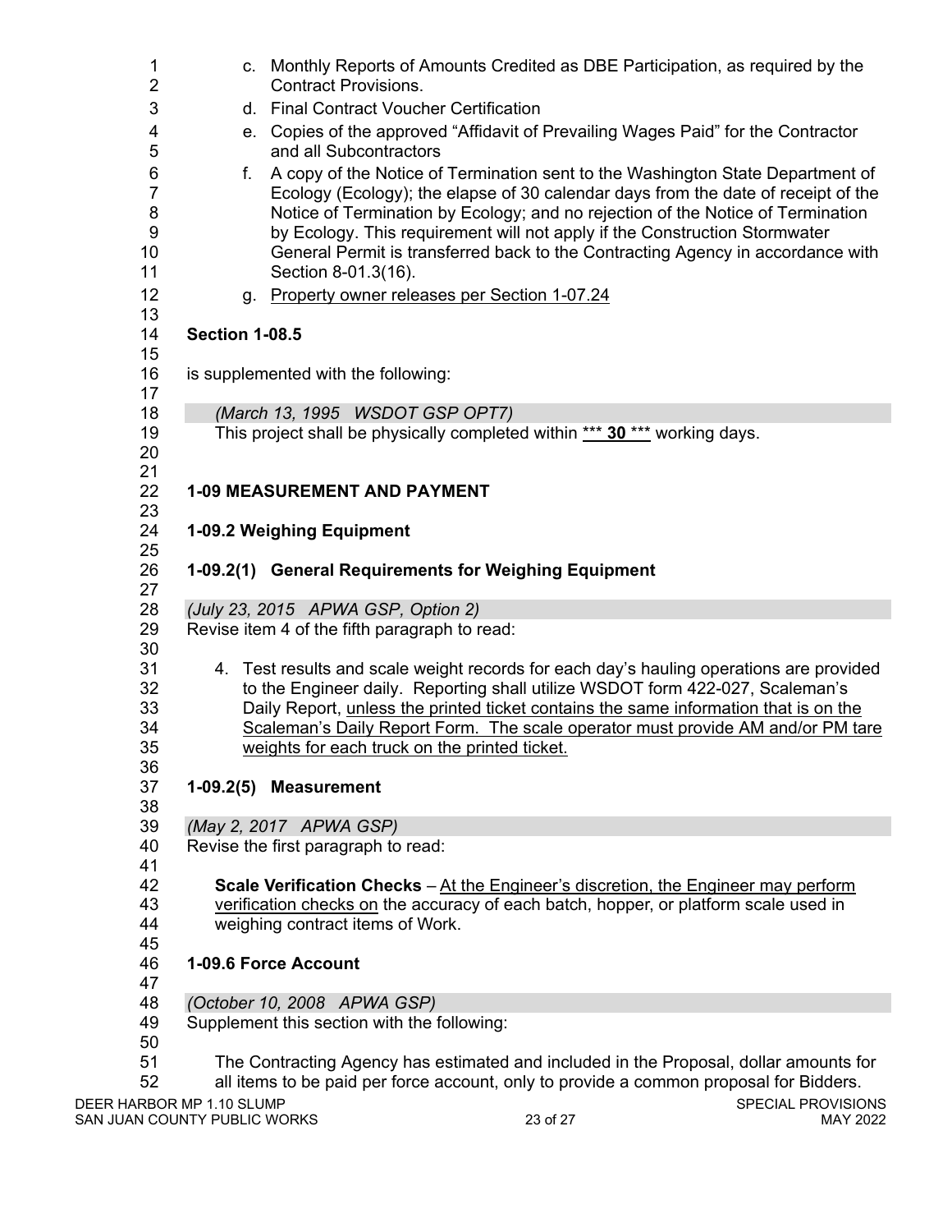c. Monthly Reports of Amounts Credited as DBE Participation, as required by the Contract Provisions.
d. Final Contract Voucher Certification
e. Copies of the approved "Affidavit of Prevailing Wages Paid" for the Contractor and all Subcontractors
f. A copy of the Notice of Termination sent to the Washington State Department of Ecology (Ecology); the elapse of 30 calendar days from the date of receipt of the Notice of Termination by Ecology; and no rejection of the Notice of Termination by Ecology. This requirement will not apply if the Construction Stormwater General Permit is transferred back to the Contracting Agency in accordance with Section 8-01.3(16).
g. Property owner releases per Section 1-07.24

**Section 1-08.5**

is supplemented with the following:

*(March 13, 1995 WSDOT GSP OPT7)*
This project shall be physically completed within *** **30** *** working days.

## 1-09 MEASUREMENT AND PAYMENT

### 1-09.2 Weighing Equipment

#### 1-09.2(1) General Requirements for Weighing Equipment

*(July 23, 2015 APWA GSP, Option 2)*
Revise item 4 of the fifth paragraph to read:

4. Test results and scale weight records for each day's hauling operations are provided to the Engineer daily. Reporting shall utilize WSDOT form 422-027, Scaleman's Daily Report, unless the printed ticket contains the same information that is on the Scaleman's Daily Report Form. The scale operator must provide AM and/or PM tare weights for each truck on the printed ticket.

#### 1-09.2(5) Measurement

*(May 2, 2017 APWA GSP)*
Revise the first paragraph to read:

**Scale Verification Checks** – At the Engineer's discretion, the Engineer may perform verification checks on the accuracy of each batch, hopper, or platform scale used in weighing contract items of Work.

### 1-09.6 Force Account

*(October 10, 2008 APWA GSP)*
Supplement this section with the following:

The Contracting Agency has estimated and included in the Proposal, dollar amounts for all items to be paid per force account, only to provide a common proposal for Bidders.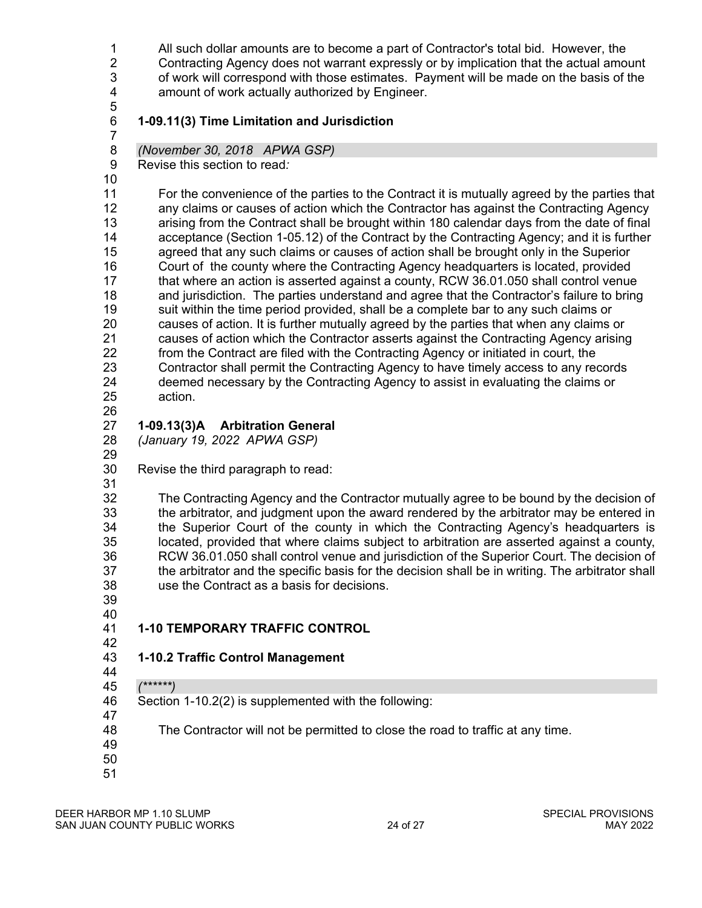All such dollar amounts are to become a part of Contractor's total bid. However, the Contracting Agency does not warrant expressly or by implication that the actual amount of work will correspond with those estimates. Payment will be made on the basis of the amount of work actually authorized by Engineer.

### 1-09.11(3) Time Limitation and Jurisdiction

*(November 30, 2018 APWA GSP)*

Revise this section to read*:*

For the convenience of the parties to the Contract it is mutually agreed by the parties that any claims or causes of action which the Contractor has against the Contracting Agency arising from the Contract shall be brought within 180 calendar days from the date of final acceptance (Section 1-05.12) of the Contract by the Contracting Agency; and it is further agreed that any such claims or causes of action shall be brought only in the Superior Court of the county where the Contracting Agency headquarters is located, provided that where an action is asserted against a county, RCW 36.01.050 shall control venue and jurisdiction. The parties understand and agree that the Contractor's failure to bring suit within the time period provided, shall be a complete bar to any such claims or causes of action. It is further mutually agreed by the parties that when any claims or causes of action which the Contractor asserts against the Contracting Agency arising from the Contract are filed with the Contracting Agency or initiated in court, the Contractor shall permit the Contracting Agency to have timely access to any records deemed necessary by the Contracting Agency to assist in evaluating the claims or action.

### 1-09.13(3)A Arbitration General

*(January 19, 2022 APWA GSP)*

Revise the third paragraph to read:

The Contracting Agency and the Contractor mutually agree to be bound by the decision of the arbitrator, and judgment upon the award rendered by the arbitrator may be entered in the Superior Court of the county in which the Contracting Agency's headquarters is located, provided that where claims subject to arbitration are asserted against a county, RCW 36.01.050 shall control venue and jurisdiction of the Superior Court. The decision of the arbitrator and the specific basis for the decision shall be in writing. The arbitrator shall use the Contract as a basis for decisions.

## 1-10 TEMPORARY TRAFFIC CONTROL

### 1-10.2 Traffic Control Management

*(******)*

Section 1-10.2(2) is supplemented with the following:

The Contractor will not be permitted to close the road to traffic at any time.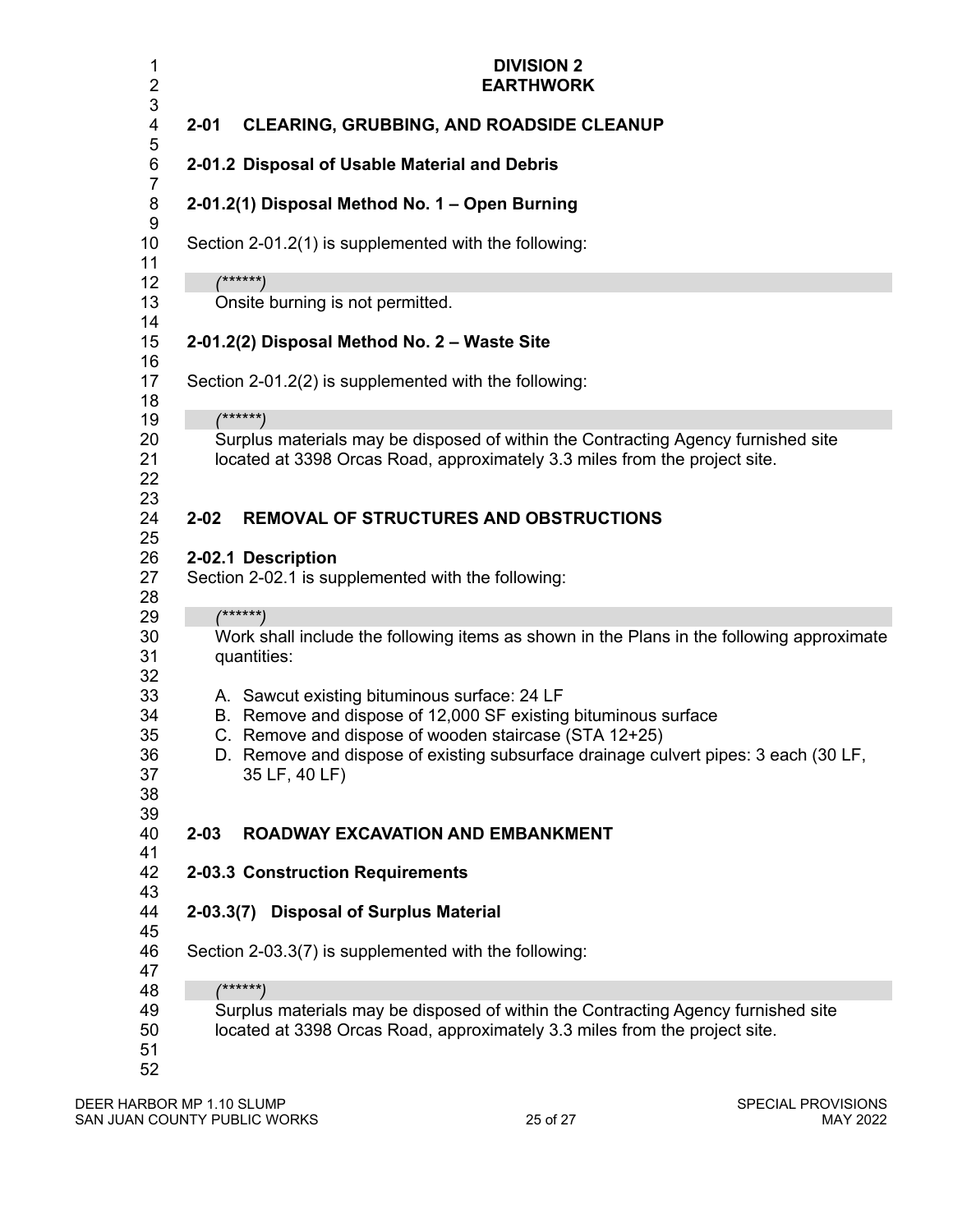# DIVISION 2
# EARTHWORK

## 2-01 CLEARING, GRUBBING, AND ROADSIDE CLEANUP

### 2-01.2 Disposal of Usable Material and Debris

#### 2-01.2(1) Disposal Method No. 1 – Open Burning

Section 2-01.2(1) is supplemented with the following:

*(******)*
Onsite burning is not permitted.

#### 2-01.2(2) Disposal Method No. 2 – Waste Site

Section 2-01.2(2) is supplemented with the following:

*(******)*
Surplus materials may be disposed of within the Contracting Agency furnished site located at 3398 Orcas Road, approximately 3.3 miles from the project site.

## 2-02 REMOVAL OF STRUCTURES AND OBSTRUCTIONS

### 2-02.1 Description

Section 2-02.1 is supplemented with the following:

*(******)*
Work shall include the following items as shown in the Plans in the following approximate quantities:

A. Sawcut existing bituminous surface: 24 LF
B. Remove and dispose of 12,000 SF existing bituminous surface
C. Remove and dispose of wooden staircase (STA 12+25)
D. Remove and dispose of existing subsurface drainage culvert pipes: 3 each (30 LF, 35 LF, 40 LF)

## 2-03 ROADWAY EXCAVATION AND EMBANKMENT

### 2-03.3 Construction Requirements

#### 2-03.3(7) Disposal of Surplus Material

Section 2-03.3(7) is supplemented with the following:

*(******)*
Surplus materials may be disposed of within the Contracting Agency furnished site located at 3398 Orcas Road, approximately 3.3 miles from the project site.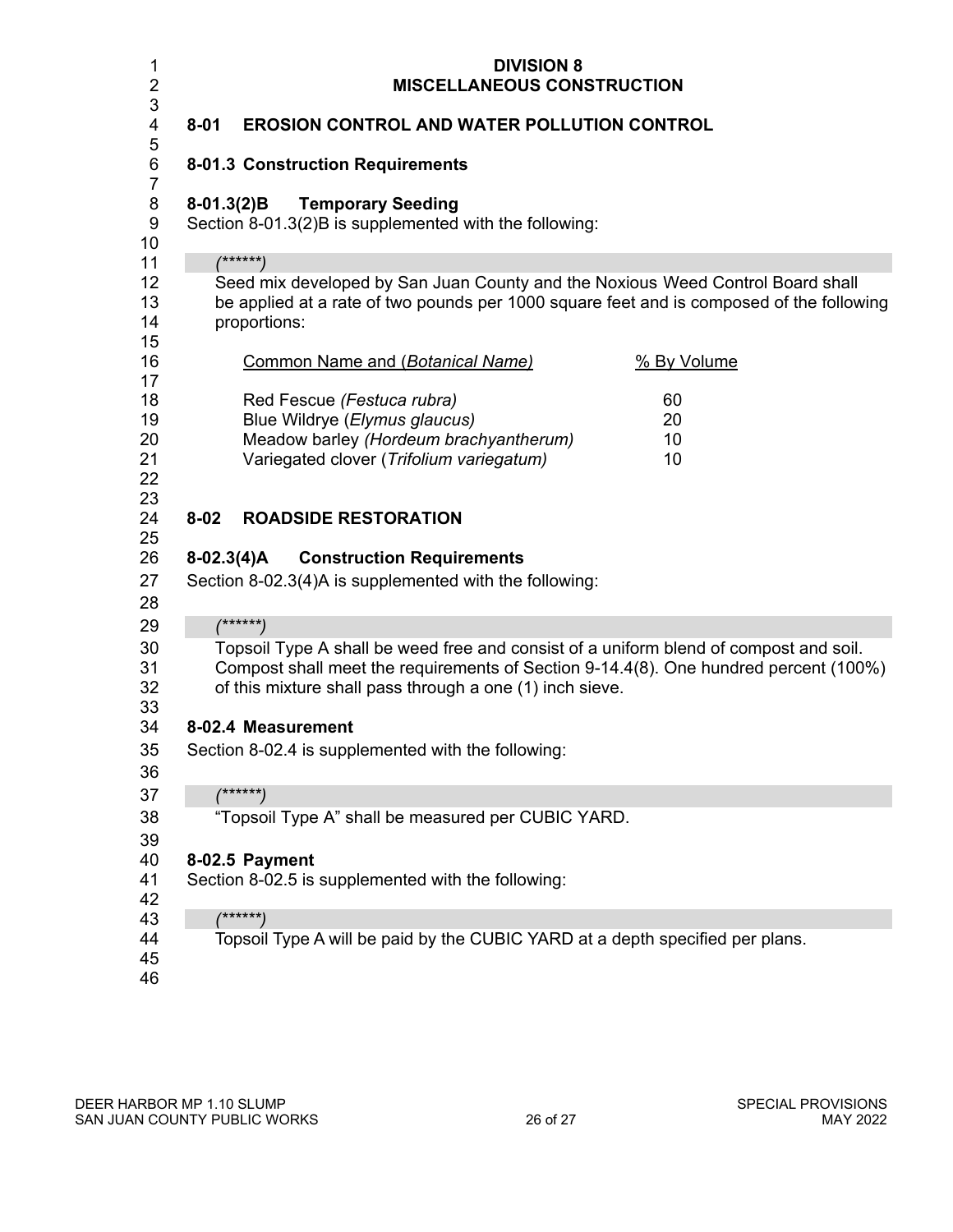# DIVISION 8
# MISCELLANEOUS CONSTRUCTION

## 8-01 EROSION CONTROL AND WATER POLLUTION CONTROL

### 8-01.3 Construction Requirements

#### 8-01.3(2)B Temporary Seeding

Section 8-01.3(2)B is supplemented with the following:

*(******)*

Seed mix developed by San Juan County and the Noxious Weed Control Board shall be applied at a rate of two pounds per 1000 square feet and is composed of the following proportions:

| Common Name and (*Botanical Name)* | % By Volume |
|---|---|
| Red Fescue *(Festuca rubra)* | 60 |
| Blue Wildrye (*Elymus glaucus)* | 20 |
| Meadow barley *(Hordeum brachyantherum)* | 10 |
| Variegated clover (*Trifolium variegatum)* | 10 |

## 8-02 ROADSIDE RESTORATION

#### 8-02.3(4)A Construction Requirements

Section 8-02.3(4)A is supplemented with the following:

*(******)*

Topsoil Type A shall be weed free and consist of a uniform blend of compost and soil. Compost shall meet the requirements of Section 9-14.4(8). One hundred percent (100%) of this mixture shall pass through a one (1) inch sieve.

### 8-02.4 Measurement

Section 8-02.4 is supplemented with the following:

*(******)*

"Topsoil Type A" shall be measured per CUBIC YARD.

### 8-02.5 Payment

Section 8-02.5 is supplemented with the following:

*(******)*

Topsoil Type A will be paid by the CUBIC YARD at a depth specified per plans.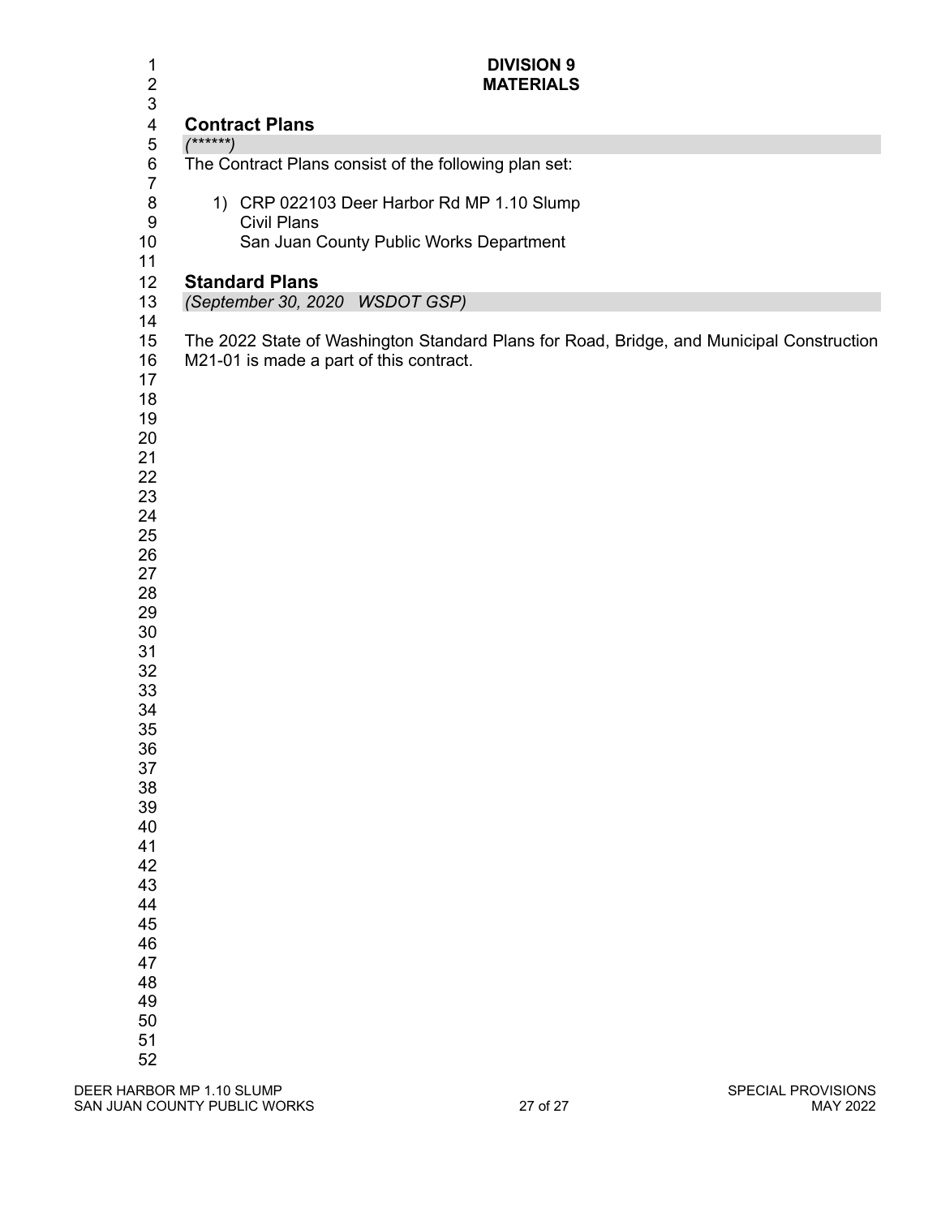# DIVISION 9
# MATERIALS

## Contract Plans

*(******)*

The Contract Plans consist of the following plan set:

1) CRP 022103 Deer Harbor Rd MP 1.10 Slump
   Civil Plans
   San Juan County Public Works Department

## Standard Plans

*(September 30, 2020 WSDOT GSP)*

The 2022 State of Washington Standard Plans for Road, Bridge, and Municipal Construction M21-01 is made a part of this contract.